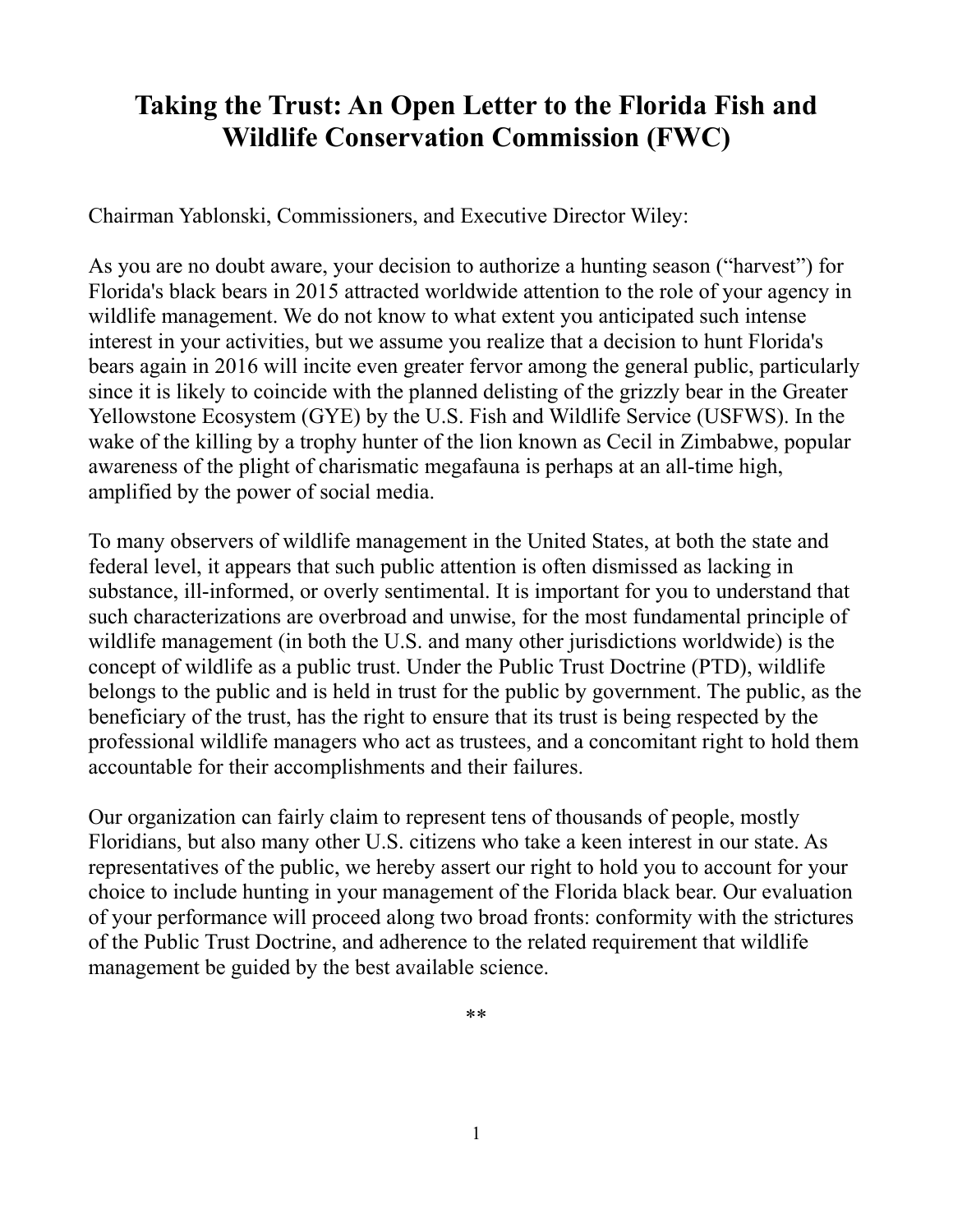# Taking the Trust: An Open Letter to the Florida Fish and Wildlife Conservation Commission (FWC)

Chairman Yablonski, Commissioners, and Executive Director Wiley:

As you are no doubt aware, your decision to authorize a hunting season ("harvest") for Florida's black bears in 2015 attracted worldwide attention to the role of your agency in wildlife management. We do not know to what extent you anticipated such intense interest in your activities, but we assume you realize that a decision to hunt Florida's bears again in 2016 will incite even greater fervor among the general public, particularly since it is likely to coincide with the planned delisting of the grizzly bear in the Greater Yellowstone Ecosystem (GYE) by the U.S. Fish and Wildlife Service (USFWS). In the wake of the killing by a trophy hunter of the lion known as Cecil in Zimbabwe, popular awareness of the plight of charismatic megafauna is perhaps at an all-time high, amplified by the power of social media.

To many observers of wildlife management in the United States, at both the state and federal level, it appears that such public attention is often dismissed as lacking in substance, ill-informed, or overly sentimental. It is important for you to understand that such characterizations are overbroad and unwise, for the most fundamental principle of wildlife management (in both the U.S. and many other jurisdictions worldwide) is the concept of wildlife as a public trust. Under the Public Trust Doctrine (PTD), wildlife belongs to the public and is held in trust for the public by government. The public, as the beneficiary of the trust, has the right to ensure that its trust is being respected by the professional wildlife managers who act as trustees, and a concomitant right to hold them accountable for their accomplishments and their failures.

Our organization can fairly claim to represent tens of thousands of people, mostly Floridians, but also many other U.S. citizens who take a keen interest in our state. As representatives of the public, we hereby assert our right to hold you to account for your choice to include hunting in your management of the Florida black bear. Our evaluation of your performance will proceed along two broad fronts: conformity with the strictures of the Public Trust Doctrine, and adherence to the related requirement that wildlife management be guided by the best available science.

**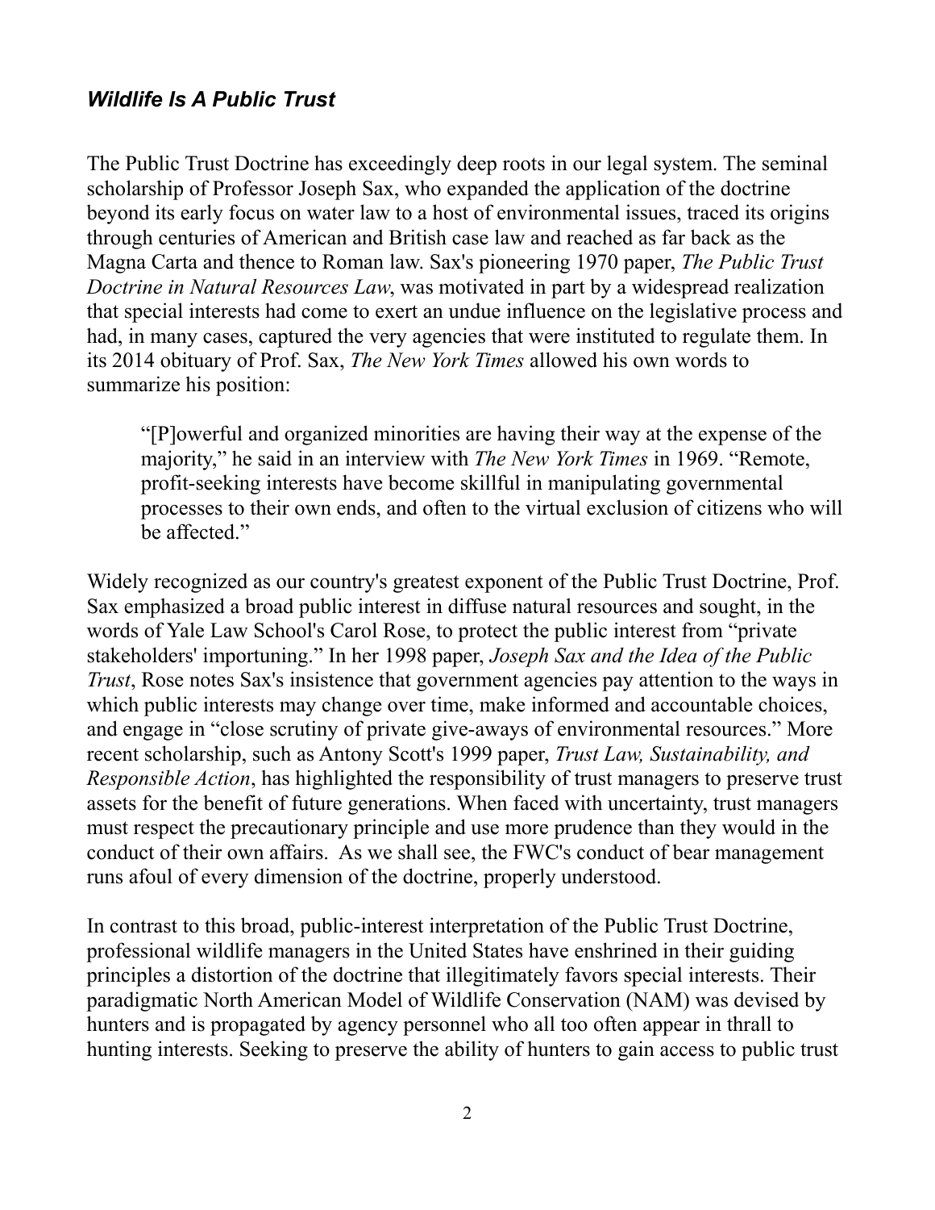## *Wildlife Is A Public Trust*

The Public Trust Doctrine has exceedingly deep roots in our legal system. The seminal scholarship of Professor Joseph Sax, who expanded the application of the doctrine beyond its early focus on water law to a host of environmental issues, traced its origins through centuries of American and British case law and reached as far back as the Magna Carta and thence to Roman law. Sax's pioneering 1970 paper, *The Public Trust Doctrine in Natural Resources Law*, was motivated in part by a widespread realization that special interests had come to exert an undue influence on the legislative process and had, in many cases, captured the very agencies that were instituted to regulate them. In its 2014 obituary of Prof. Sax, *The New York Times* allowed his own words to summarize his position:

> "[P]owerful and organized minorities are having their way at the expense of the majority," he said in an interview with *The New York Times* in 1969. "Remote, profit-seeking interests have become skillful in manipulating governmental processes to their own ends, and often to the virtual exclusion of citizens who will be affected."

Widely recognized as our country's greatest exponent of the Public Trust Doctrine, Prof. Sax emphasized a broad public interest in diffuse natural resources and sought, in the words of Yale Law School's Carol Rose, to protect the public interest from "private stakeholders' importuning." In her 1998 paper, *Joseph Sax and the Idea of the Public Trust*, Rose notes Sax's insistence that government agencies pay attention to the ways in which public interests may change over time, make informed and accountable choices, and engage in "close scrutiny of private give-aways of environmental resources." More recent scholarship, such as Antony Scott's 1999 paper, *Trust Law, Sustainability, and Responsible Action*, has highlighted the responsibility of trust managers to preserve trust assets for the benefit of future generations. When faced with uncertainty, trust managers must respect the precautionary principle and use more prudence than they would in the conduct of their own affairs. As we shall see, the FWC's conduct of bear management runs afoul of every dimension of the doctrine, properly understood.

In contrast to this broad, public-interest interpretation of the Public Trust Doctrine, professional wildlife managers in the United States have enshrined in their guiding principles a distortion of the doctrine that illegitimately favors special interests. Their paradigmatic North American Model of Wildlife Conservation (NAM) was devised by hunters and is propagated by agency personnel who all too often appear in thrall to hunting interests. Seeking to preserve the ability of hunters to gain access to public trust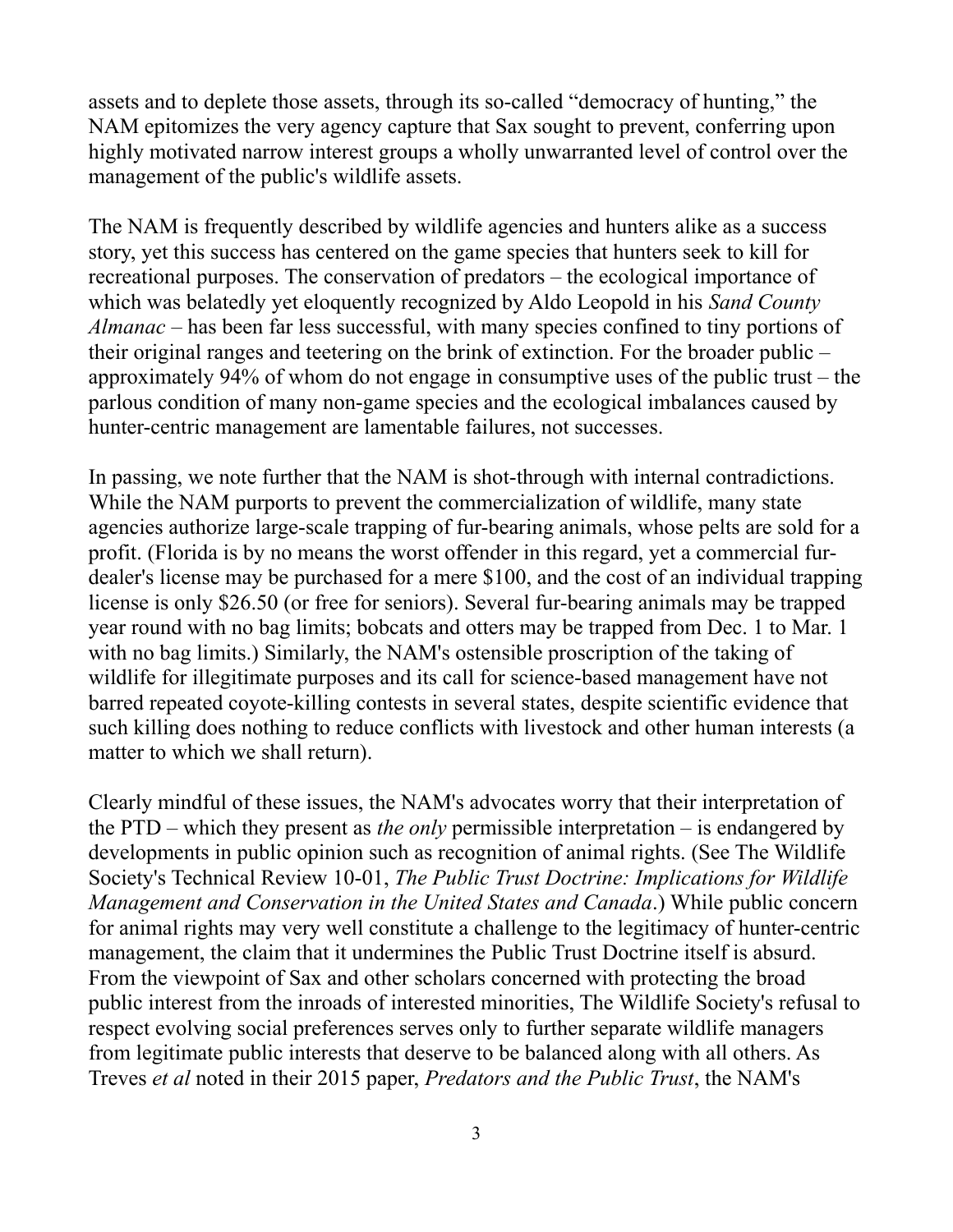assets and to deplete those assets, through its so-called "democracy of hunting," the NAM epitomizes the very agency capture that Sax sought to prevent, conferring upon highly motivated narrow interest groups a wholly unwarranted level of control over the management of the public's wildlife assets.

The NAM is frequently described by wildlife agencies and hunters alike as a success story, yet this success has centered on the game species that hunters seek to kill for recreational purposes. The conservation of predators – the ecological importance of which was belatedly yet eloquently recognized by Aldo Leopold in his *Sand County Almanac* – has been far less successful, with many species confined to tiny portions of their original ranges and teetering on the brink of extinction. For the broader public – approximately 94% of whom do not engage in consumptive uses of the public trust – the parlous condition of many non-game species and the ecological imbalances caused by hunter-centric management are lamentable failures, not successes.

In passing, we note further that the NAM is shot-through with internal contradictions. While the NAM purports to prevent the commercialization of wildlife, many state agencies authorize large-scale trapping of fur-bearing animals, whose pelts are sold for a profit. (Florida is by no means the worst offender in this regard, yet a commercial fur-dealer's license may be purchased for a mere $100, and the cost of an individual trapping license is only $26.50 (or free for seniors). Several fur-bearing animals may be trapped year round with no bag limits; bobcats and otters may be trapped from Dec. 1 to Mar. 1 with no bag limits.) Similarly, the NAM's ostensible proscription of the taking of wildlife for illegitimate purposes and its call for science-based management have not barred repeated coyote-killing contests in several states, despite scientific evidence that such killing does nothing to reduce conflicts with livestock and other human interests (a matter to which we shall return).

Clearly mindful of these issues, the NAM's advocates worry that their interpretation of the PTD – which they present as *the only* permissible interpretation – is endangered by developments in public opinion such as recognition of animal rights. (See The Wildlife Society's Technical Review 10-01, *The Public Trust Doctrine: Implications for Wildlife Management and Conservation in the United States and Canada*.) While public concern for animal rights may very well constitute a challenge to the legitimacy of hunter-centric management, the claim that it undermines the Public Trust Doctrine itself is absurd. From the viewpoint of Sax and other scholars concerned with protecting the broad public interest from the inroads of interested minorities, The Wildlife Society's refusal to respect evolving social preferences serves only to further separate wildlife managers from legitimate public interests that deserve to be balanced along with all others. As Treves *et al* noted in their 2015 paper, *Predators and the Public Trust*, the NAM's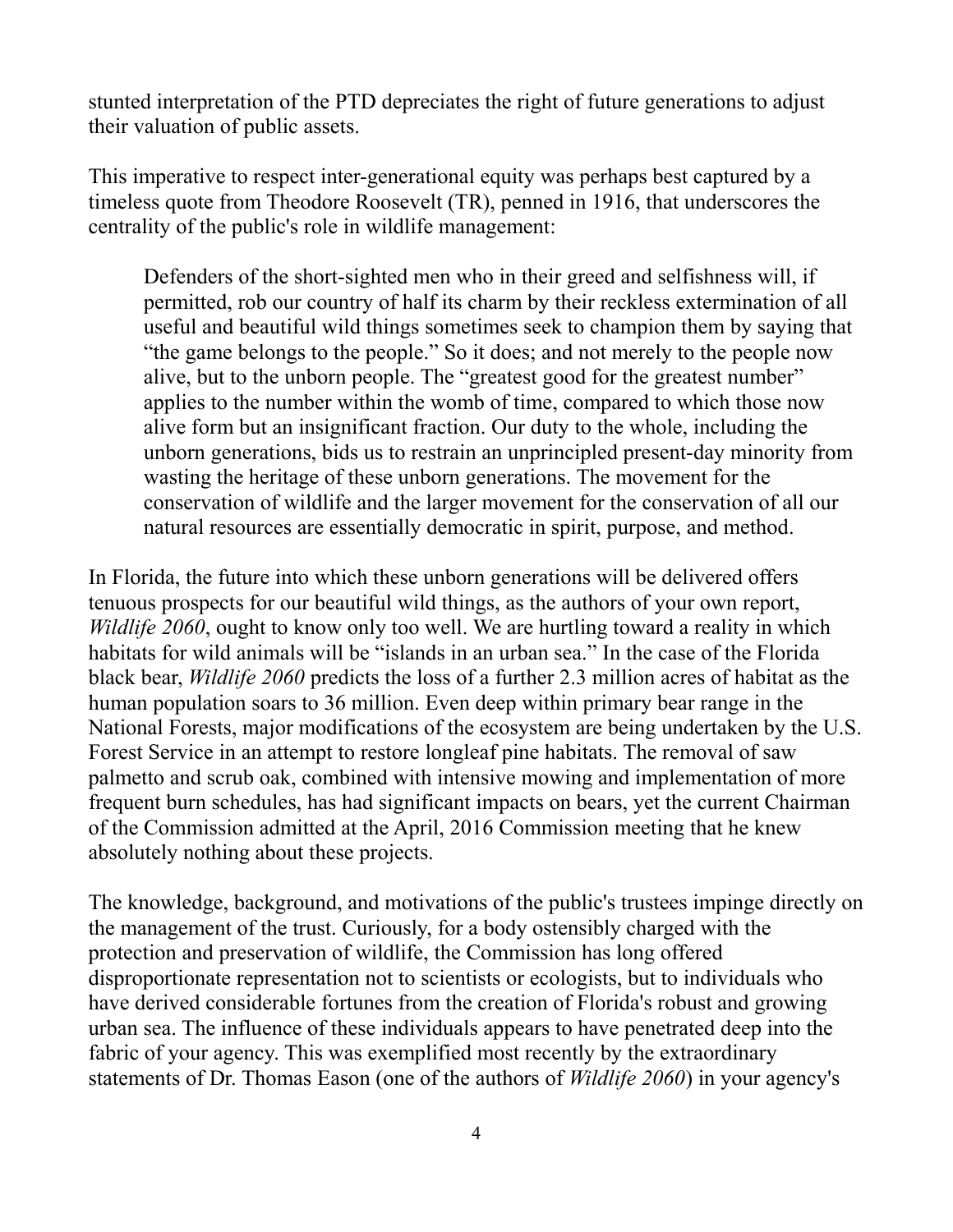stunted interpretation of the PTD depreciates the right of future generations to adjust their valuation of public assets.

This imperative to respect inter-generational equity was perhaps best captured by a timeless quote from Theodore Roosevelt (TR), penned in 1916, that underscores the centrality of the public's role in wildlife management:

> Defenders of the short-sighted men who in their greed and selfishness will, if permitted, rob our country of half its charm by their reckless extermination of all useful and beautiful wild things sometimes seek to champion them by saying that "the game belongs to the people." So it does; and not merely to the people now alive, but to the unborn people. The "greatest good for the greatest number" applies to the number within the womb of time, compared to which those now alive form but an insignificant fraction. Our duty to the whole, including the unborn generations, bids us to restrain an unprincipled present-day minority from wasting the heritage of these unborn generations. The movement for the conservation of wildlife and the larger movement for the conservation of all our natural resources are essentially democratic in spirit, purpose, and method.

In Florida, the future into which these unborn generations will be delivered offers tenuous prospects for our beautiful wild things, as the authors of your own report, *Wildlife 2060*, ought to know only too well. We are hurtling toward a reality in which habitats for wild animals will be "islands in an urban sea." In the case of the Florida black bear, *Wildlife 2060* predicts the loss of a further 2.3 million acres of habitat as the human population soars to 36 million. Even deep within primary bear range in the National Forests, major modifications of the ecosystem are being undertaken by the U.S. Forest Service in an attempt to restore longleaf pine habitats. The removal of saw palmetto and scrub oak, combined with intensive mowing and implementation of more frequent burn schedules, has had significant impacts on bears, yet the current Chairman of the Commission admitted at the April, 2016 Commission meeting that he knew absolutely nothing about these projects.

The knowledge, background, and motivations of the public's trustees impinge directly on the management of the trust. Curiously, for a body ostensibly charged with the protection and preservation of wildlife, the Commission has long offered disproportionate representation not to scientists or ecologists, but to individuals who have derived considerable fortunes from the creation of Florida's robust and growing urban sea. The influence of these individuals appears to have penetrated deep into the fabric of your agency. This was exemplified most recently by the extraordinary statements of Dr. Thomas Eason (one of the authors of *Wildlife 2060*) in your agency's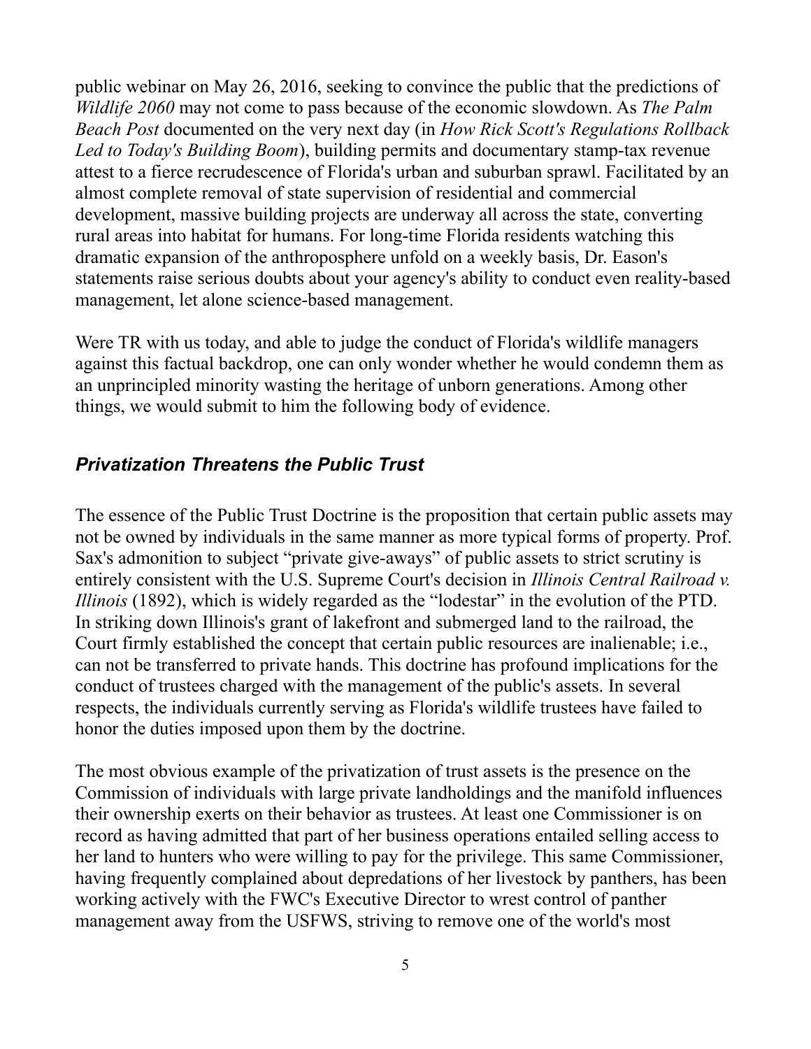public webinar on May 26, 2016, seeking to convince the public that the predictions of *Wildlife 2060* may not come to pass because of the economic slowdown. As *The Palm Beach Post* documented on the very next day (in *How Rick Scott's Regulations Rollback Led to Today's Building Boom*), building permits and documentary stamp-tax revenue attest to a fierce recrudescence of Florida's urban and suburban sprawl. Facilitated by an almost complete removal of state supervision of residential and commercial development, massive building projects are underway all across the state, converting rural areas into habitat for humans. For long-time Florida residents watching this dramatic expansion of the anthroposphere unfold on a weekly basis, Dr. Eason's statements raise serious doubts about your agency's ability to conduct even reality-based management, let alone science-based management.

Were TR with us today, and able to judge the conduct of Florida's wildlife managers against this factual backdrop, one can only wonder whether he would condemn them as an unprincipled minority wasting the heritage of unborn generations. Among other things, we would submit to him the following body of evidence.

### ***Privatization Threatens the Public Trust***

The essence of the Public Trust Doctrine is the proposition that certain public assets may not be owned by individuals in the same manner as more typical forms of property. Prof. Sax's admonition to subject "private give-aways" of public assets to strict scrutiny is entirely consistent with the U.S. Supreme Court's decision in *Illinois Central Railroad v. Illinois* (1892), which is widely regarded as the "lodestar" in the evolution of the PTD. In striking down Illinois's grant of lakefront and submerged land to the railroad, the Court firmly established the concept that certain public resources are inalienable; i.e., can not be transferred to private hands. This doctrine has profound implications for the conduct of trustees charged with the management of the public's assets. In several respects, the individuals currently serving as Florida's wildlife trustees have failed to honor the duties imposed upon them by the doctrine.

The most obvious example of the privatization of trust assets is the presence on the Commission of individuals with large private landholdings and the manifold influences their ownership exerts on their behavior as trustees. At least one Commissioner is on record as having admitted that part of her business operations entailed selling access to her land to hunters who were willing to pay for the privilege. This same Commissioner, having frequently complained about depredations of her livestock by panthers, has been working actively with the FWC's Executive Director to wrest control of panther management away from the USFWS, striving to remove one of the world's most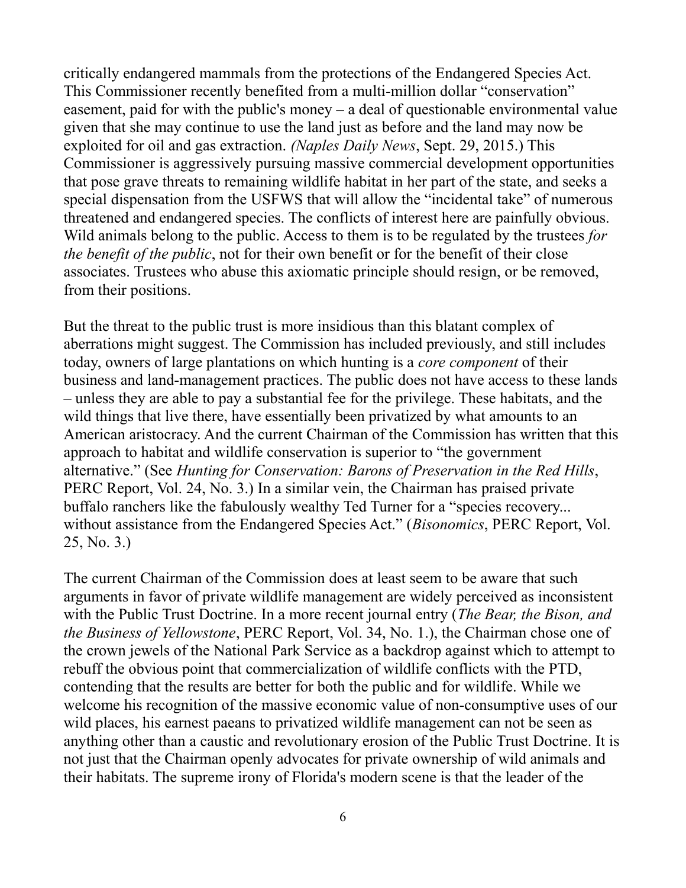critically endangered mammals from the protections of the Endangered Species Act. This Commissioner recently benefited from a multi-million dollar "conservation" easement, paid for with the public's money – a deal of questionable environmental value given that she may continue to use the land just as before and the land may now be exploited for oil and gas extraction. *(Naples Daily News*, Sept. 29, 2015.) This Commissioner is aggressively pursuing massive commercial development opportunities that pose grave threats to remaining wildlife habitat in her part of the state, and seeks a special dispensation from the USFWS that will allow the "incidental take" of numerous threatened and endangered species. The conflicts of interest here are painfully obvious. Wild animals belong to the public. Access to them is to be regulated by the trustees *for the benefit of the public*, not for their own benefit or for the benefit of their close associates. Trustees who abuse this axiomatic principle should resign, or be removed, from their positions.

But the threat to the public trust is more insidious than this blatant complex of aberrations might suggest. The Commission has included previously, and still includes today, owners of large plantations on which hunting is a *core component* of their business and land-management practices. The public does not have access to these lands – unless they are able to pay a substantial fee for the privilege. These habitats, and the wild things that live there, have essentially been privatized by what amounts to an American aristocracy. And the current Chairman of the Commission has written that this approach to habitat and wildlife conservation is superior to "the government alternative." (See *Hunting for Conservation: Barons of Preservation in the Red Hills*, PERC Report, Vol. 24, No. 3.) In a similar vein, the Chairman has praised private buffalo ranchers like the fabulously wealthy Ted Turner for a "species recovery... without assistance from the Endangered Species Act." (*Bisonomics*, PERC Report, Vol. 25, No. 3.)

The current Chairman of the Commission does at least seem to be aware that such arguments in favor of private wildlife management are widely perceived as inconsistent with the Public Trust Doctrine. In a more recent journal entry (*The Bear, the Bison, and the Business of Yellowstone*, PERC Report, Vol. 34, No. 1.), the Chairman chose one of the crown jewels of the National Park Service as a backdrop against which to attempt to rebuff the obvious point that commercialization of wildlife conflicts with the PTD, contending that the results are better for both the public and for wildlife. While we welcome his recognition of the massive economic value of non-consumptive uses of our wild places, his earnest paeans to privatized wildlife management can not be seen as anything other than a caustic and revolutionary erosion of the Public Trust Doctrine. It is not just that the Chairman openly advocates for private ownership of wild animals and their habitats. The supreme irony of Florida's modern scene is that the leader of the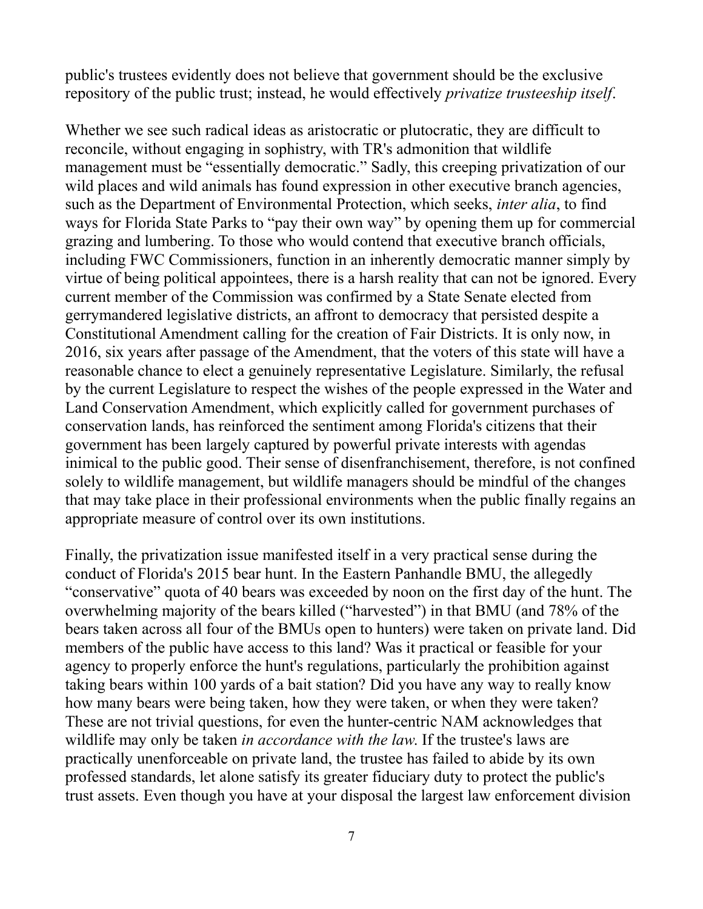public's trustees evidently does not believe that government should be the exclusive repository of the public trust; instead, he would effectively *privatize trusteeship itself*.

Whether we see such radical ideas as aristocratic or plutocratic, they are difficult to reconcile, without engaging in sophistry, with TR's admonition that wildlife management must be "essentially democratic." Sadly, this creeping privatization of our wild places and wild animals has found expression in other executive branch agencies, such as the Department of Environmental Protection, which seeks, *inter alia*, to find ways for Florida State Parks to "pay their own way" by opening them up for commercial grazing and lumbering. To those who would contend that executive branch officials, including FWC Commissioners, function in an inherently democratic manner simply by virtue of being political appointees, there is a harsh reality that can not be ignored. Every current member of the Commission was confirmed by a State Senate elected from gerrymandered legislative districts, an affront to democracy that persisted despite a Constitutional Amendment calling for the creation of Fair Districts. It is only now, in 2016, six years after passage of the Amendment, that the voters of this state will have a reasonable chance to elect a genuinely representative Legislature. Similarly, the refusal by the current Legislature to respect the wishes of the people expressed in the Water and Land Conservation Amendment, which explicitly called for government purchases of conservation lands, has reinforced the sentiment among Florida's citizens that their government has been largely captured by powerful private interests with agendas inimical to the public good. Their sense of disenfranchisement, therefore, is not confined solely to wildlife management, but wildlife managers should be mindful of the changes that may take place in their professional environments when the public finally regains an appropriate measure of control over its own institutions.

Finally, the privatization issue manifested itself in a very practical sense during the conduct of Florida's 2015 bear hunt. In the Eastern Panhandle BMU, the allegedly "conservative" quota of 40 bears was exceeded by noon on the first day of the hunt. The overwhelming majority of the bears killed ("harvested") in that BMU (and 78% of the bears taken across all four of the BMUs open to hunters) were taken on private land. Did members of the public have access to this land? Was it practical or feasible for your agency to properly enforce the hunt's regulations, particularly the prohibition against taking bears within 100 yards of a bait station? Did you have any way to really know how many bears were being taken, how they were taken, or when they were taken? These are not trivial questions, for even the hunter-centric NAM acknowledges that wildlife may only be taken *in accordance with the law*. If the trustee's laws are practically unenforceable on private land, the trustee has failed to abide by its own professed standards, let alone satisfy its greater fiduciary duty to protect the public's trust assets. Even though you have at your disposal the largest law enforcement division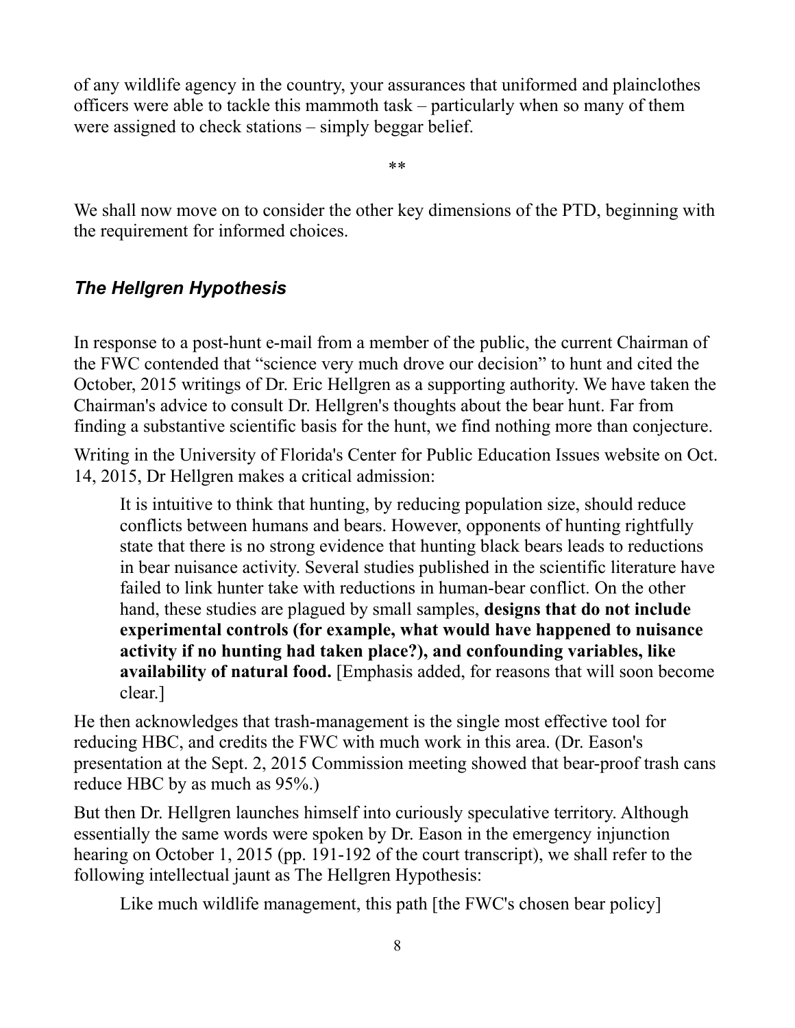of any wildlife agency in the country, your assurances that uniformed and plainclothes officers were able to tackle this mammoth task – particularly when so many of them were assigned to check stations – simply beggar belief.

**

We shall now move on to consider the other key dimensions of the PTD, beginning with the requirement for informed choices.

### *The Hellgren Hypothesis*

In response to a post-hunt e-mail from a member of the public, the current Chairman of the FWC contended that "science very much drove our decision" to hunt and cited the October, 2015 writings of Dr. Eric Hellgren as a supporting authority. We have taken the Chairman's advice to consult Dr. Hellgren's thoughts about the bear hunt. Far from finding a substantive scientific basis for the hunt, we find nothing more than conjecture.

Writing in the University of Florida's Center for Public Education Issues website on Oct. 14, 2015, Dr Hellgren makes a critical admission:

> It is intuitive to think that hunting, by reducing population size, should reduce conflicts between humans and bears. However, opponents of hunting rightfully state that there is no strong evidence that hunting black bears leads to reductions in bear nuisance activity. Several studies published in the scientific literature have failed to link hunter take with reductions in human-bear conflict. On the other hand, these studies are plagued by small samples, **designs that do not include experimental controls (for example, what would have happened to nuisance activity if no hunting had taken place?), and confounding variables, like availability of natural food.** [Emphasis added, for reasons that will soon become clear.]

He then acknowledges that trash-management is the single most effective tool for reducing HBC, and credits the FWC with much work in this area. (Dr. Eason's presentation at the Sept. 2, 2015 Commission meeting showed that bear-proof trash cans reduce HBC by as much as 95%.)

But then Dr. Hellgren launches himself into curiously speculative territory. Although essentially the same words were spoken by Dr. Eason in the emergency injunction hearing on October 1, 2015 (pp. 191-192 of the court transcript), we shall refer to the following intellectual jaunt as The Hellgren Hypothesis:

> Like much wildlife management, this path [the FWC's chosen bear policy]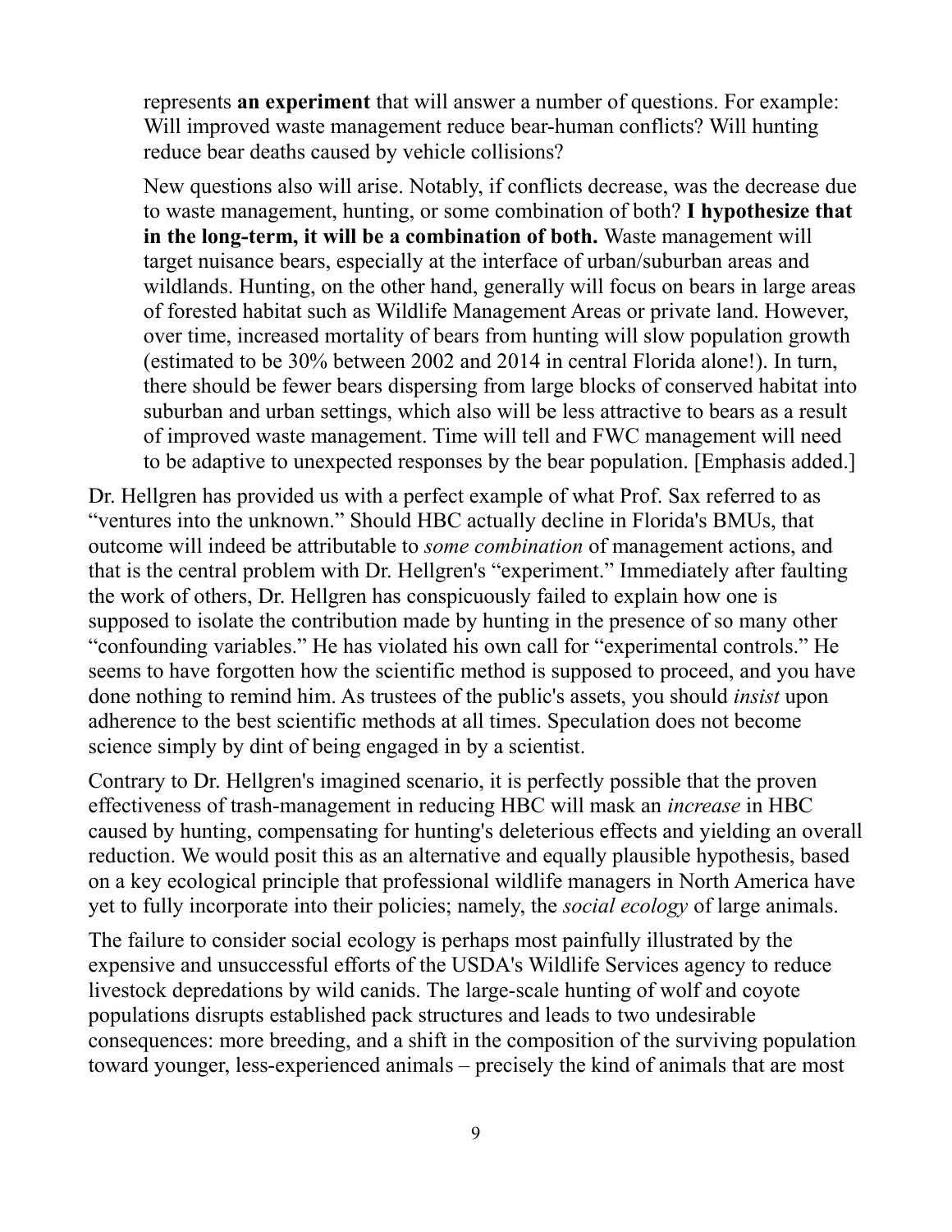> represents **an experiment** that will answer a number of questions. For example: Will improved waste management reduce bear-human conflicts? Will hunting reduce bear deaths caused by vehicle collisions?
>
> New questions also will arise. Notably, if conflicts decrease, was the decrease due to waste management, hunting, or some combination of both? **I hypothesize that in the long-term, it will be a combination of both.** Waste management will target nuisance bears, especially at the interface of urban/suburban areas and wildlands. Hunting, on the other hand, generally will focus on bears in large areas of forested habitat such as Wildlife Management Areas or private land. However, over time, increased mortality of bears from hunting will slow population growth (estimated to be 30% between 2002 and 2014 in central Florida alone!). In turn, there should be fewer bears dispersing from large blocks of conserved habitat into suburban and urban settings, which also will be less attractive to bears as a result of improved waste management. Time will tell and FWC management will need to be adaptive to unexpected responses by the bear population. [Emphasis added.]

Dr. Hellgren has provided us with a perfect example of what Prof. Sax referred to as "ventures into the unknown." Should HBC actually decline in Florida's BMUs, that outcome will indeed be attributable to *some combination* of management actions, and that is the central problem with Dr. Hellgren's "experiment." Immediately after faulting the work of others, Dr. Hellgren has conspicuously failed to explain how one is supposed to isolate the contribution made by hunting in the presence of so many other "confounding variables." He has violated his own call for "experimental controls." He seems to have forgotten how the scientific method is supposed to proceed, and you have done nothing to remind him. As trustees of the public's assets, you should *insist* upon adherence to the best scientific methods at all times. Speculation does not become science simply by dint of being engaged in by a scientist.

Contrary to Dr. Hellgren's imagined scenario, it is perfectly possible that the proven effectiveness of trash-management in reducing HBC will mask an *increase* in HBC caused by hunting, compensating for hunting's deleterious effects and yielding an overall reduction. We would posit this as an alternative and equally plausible hypothesis, based on a key ecological principle that professional wildlife managers in North America have yet to fully incorporate into their policies; namely, the *social ecology* of large animals.

The failure to consider social ecology is perhaps most painfully illustrated by the expensive and unsuccessful efforts of the USDA's Wildlife Services agency to reduce livestock depredations by wild canids. The large-scale hunting of wolf and coyote populations disrupts established pack structures and leads to two undesirable consequences: more breeding, and a shift in the composition of the surviving population toward younger, less-experienced animals – precisely the kind of animals that are most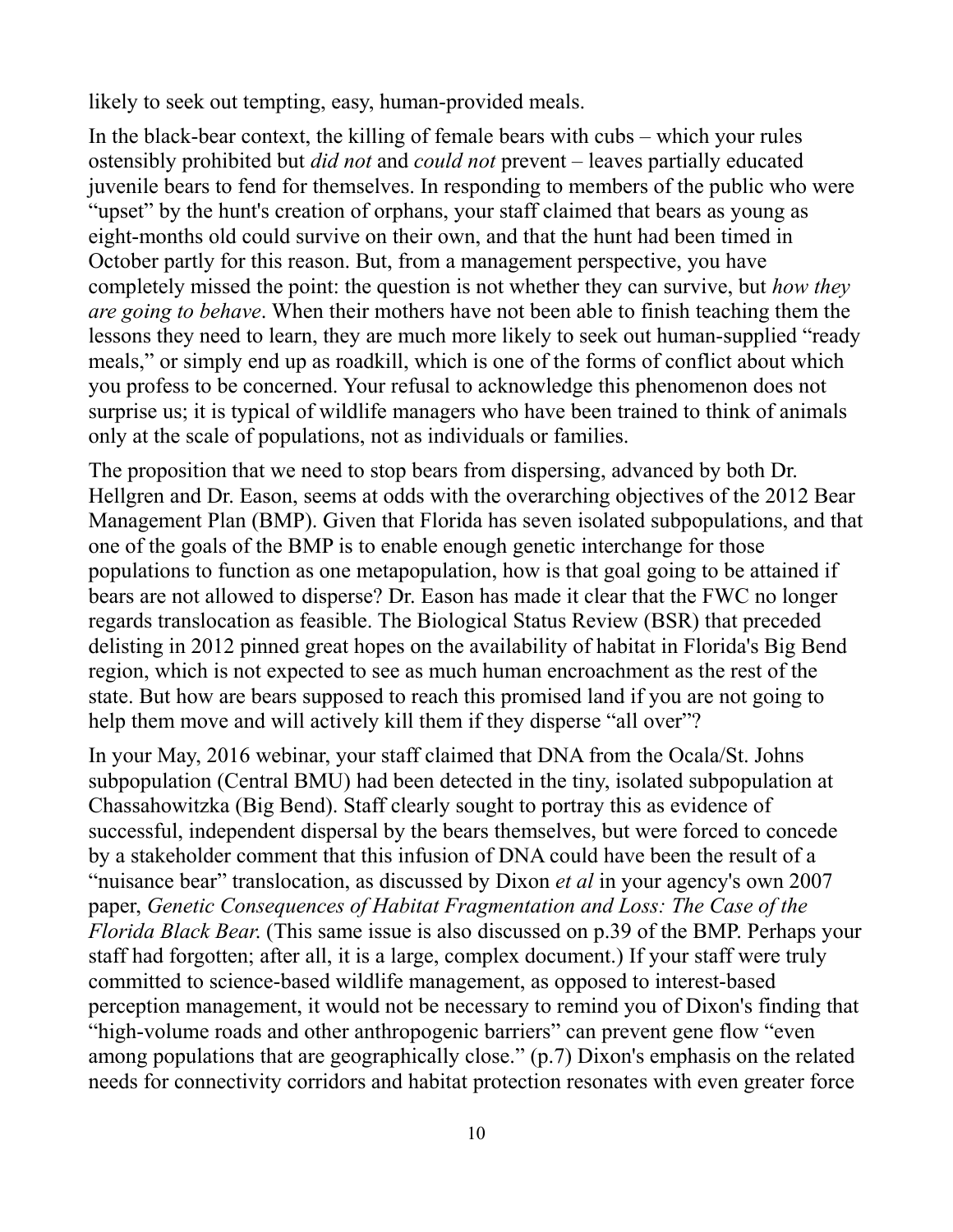likely to seek out tempting, easy, human-provided meals.

In the black-bear context, the killing of female bears with cubs – which your rules ostensibly prohibited but *did not* and *could not* prevent – leaves partially educated juvenile bears to fend for themselves. In responding to members of the public who were "upset" by the hunt's creation of orphans, your staff claimed that bears as young as eight-months old could survive on their own, and that the hunt had been timed in October partly for this reason. But, from a management perspective, you have completely missed the point: the question is not whether they can survive, but *how they are going to behave*. When their mothers have not been able to finish teaching them the lessons they need to learn, they are much more likely to seek out human-supplied "ready meals," or simply end up as roadkill, which is one of the forms of conflict about which you profess to be concerned. Your refusal to acknowledge this phenomenon does not surprise us; it is typical of wildlife managers who have been trained to think of animals only at the scale of populations, not as individuals or families.

The proposition that we need to stop bears from dispersing, advanced by both Dr. Hellgren and Dr. Eason, seems at odds with the overarching objectives of the 2012 Bear Management Plan (BMP). Given that Florida has seven isolated subpopulations, and that one of the goals of the BMP is to enable enough genetic interchange for those populations to function as one metapopulation, how is that goal going to be attained if bears are not allowed to disperse? Dr. Eason has made it clear that the FWC no longer regards translocation as feasible. The Biological Status Review (BSR) that preceded delisting in 2012 pinned great hopes on the availability of habitat in Florida's Big Bend region, which is not expected to see as much human encroachment as the rest of the state. But how are bears supposed to reach this promised land if you are not going to help them move and will actively kill them if they disperse "all over"?

In your May, 2016 webinar, your staff claimed that DNA from the Ocala/St. Johns subpopulation (Central BMU) had been detected in the tiny, isolated subpopulation at Chassahowitzka (Big Bend). Staff clearly sought to portray this as evidence of successful, independent dispersal by the bears themselves, but were forced to concede by a stakeholder comment that this infusion of DNA could have been the result of a "nuisance bear" translocation, as discussed by Dixon *et al* in your agency's own 2007 paper, *Genetic Consequences of Habitat Fragmentation and Loss: The Case of the Florida Black Bear.* (This same issue is also discussed on p.39 of the BMP. Perhaps your staff had forgotten; after all, it is a large, complex document.) If your staff were truly committed to science-based wildlife management, as opposed to interest-based perception management, it would not be necessary to remind you of Dixon's finding that "high-volume roads and other anthropogenic barriers" can prevent gene flow "even among populations that are geographically close." (p.7) Dixon's emphasis on the related needs for connectivity corridors and habitat protection resonates with even greater force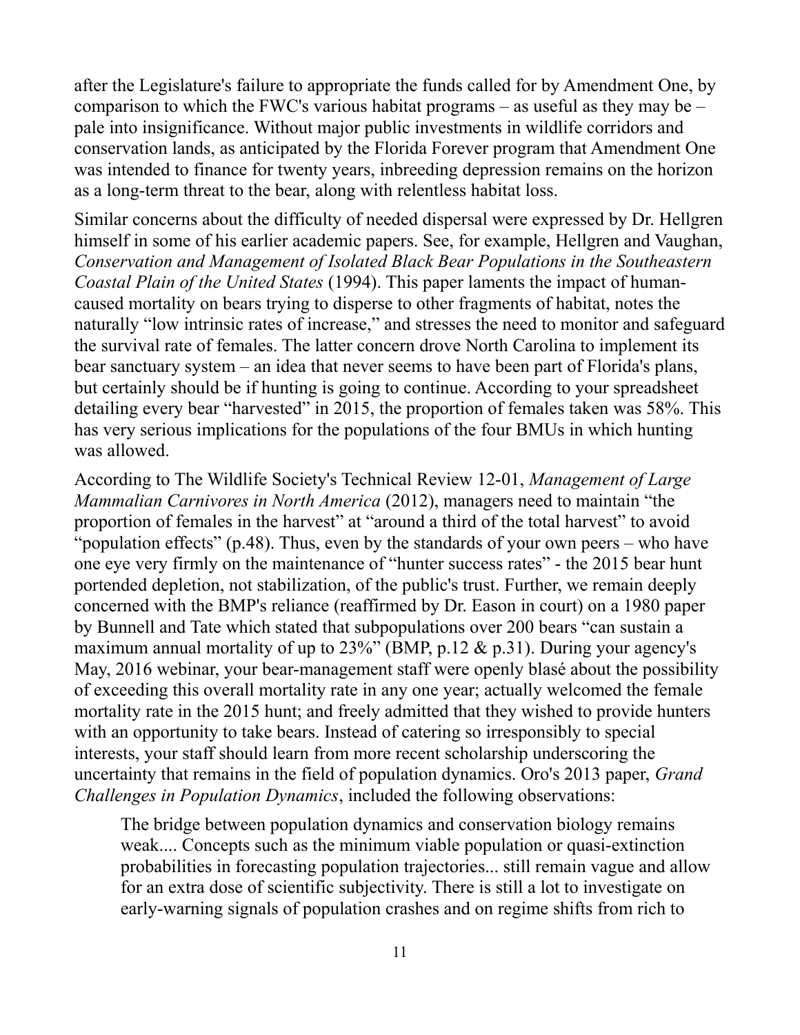after the Legislature's failure to appropriate the funds called for by Amendment One, by comparison to which the FWC's various habitat programs – as useful as they may be – pale into insignificance. Without major public investments in wildlife corridors and conservation lands, as anticipated by the Florida Forever program that Amendment One was intended to finance for twenty years, inbreeding depression remains on the horizon as a long-term threat to the bear, along with relentless habitat loss.

Similar concerns about the difficulty of needed dispersal were expressed by Dr. Hellgren himself in some of his earlier academic papers. See, for example, Hellgren and Vaughan, *Conservation and Management of Isolated Black Bear Populations in the Southeastern Coastal Plain of the United States* (1994). This paper laments the impact of human-caused mortality on bears trying to disperse to other fragments of habitat, notes the naturally "low intrinsic rates of increase," and stresses the need to monitor and safeguard the survival rate of females. The latter concern drove North Carolina to implement its bear sanctuary system – an idea that never seems to have been part of Florida's plans, but certainly should be if hunting is going to continue. According to your spreadsheet detailing every bear "harvested" in 2015, the proportion of females taken was 58%. This has very serious implications for the populations of the four BMUs in which hunting was allowed.

According to The Wildlife Society's Technical Review 12-01, *Management of Large Mammalian Carnivores in North America* (2012), managers need to maintain "the proportion of females in the harvest" at "around a third of the total harvest" to avoid "population effects" (p.48). Thus, even by the standards of your own peers – who have one eye very firmly on the maintenance of "hunter success rates" - the 2015 bear hunt portended depletion, not stabilization, of the public's trust. Further, we remain deeply concerned with the BMP's reliance (reaffirmed by Dr. Eason in court) on a 1980 paper by Bunnell and Tate which stated that subpopulations over 200 bears "can sustain a maximum annual mortality of up to 23%" (BMP, p.12 & p.31). During your agency's May, 2016 webinar, your bear-management staff were openly blasé about the possibility of exceeding this overall mortality rate in any one year; actually welcomed the female mortality rate in the 2015 hunt; and freely admitted that they wished to provide hunters with an opportunity to take bears. Instead of catering so irresponsibly to special interests, your staff should learn from more recent scholarship underscoring the uncertainty that remains in the field of population dynamics. Oro's 2013 paper, *Grand Challenges in Population Dynamics*, included the following observations:

> The bridge between population dynamics and conservation biology remains weak.... Concepts such as the minimum viable population or quasi-extinction probabilities in forecasting population trajectories... still remain vague and allow for an extra dose of scientific subjectivity. There is still a lot to investigate on early-warning signals of population crashes and on regime shifts from rich to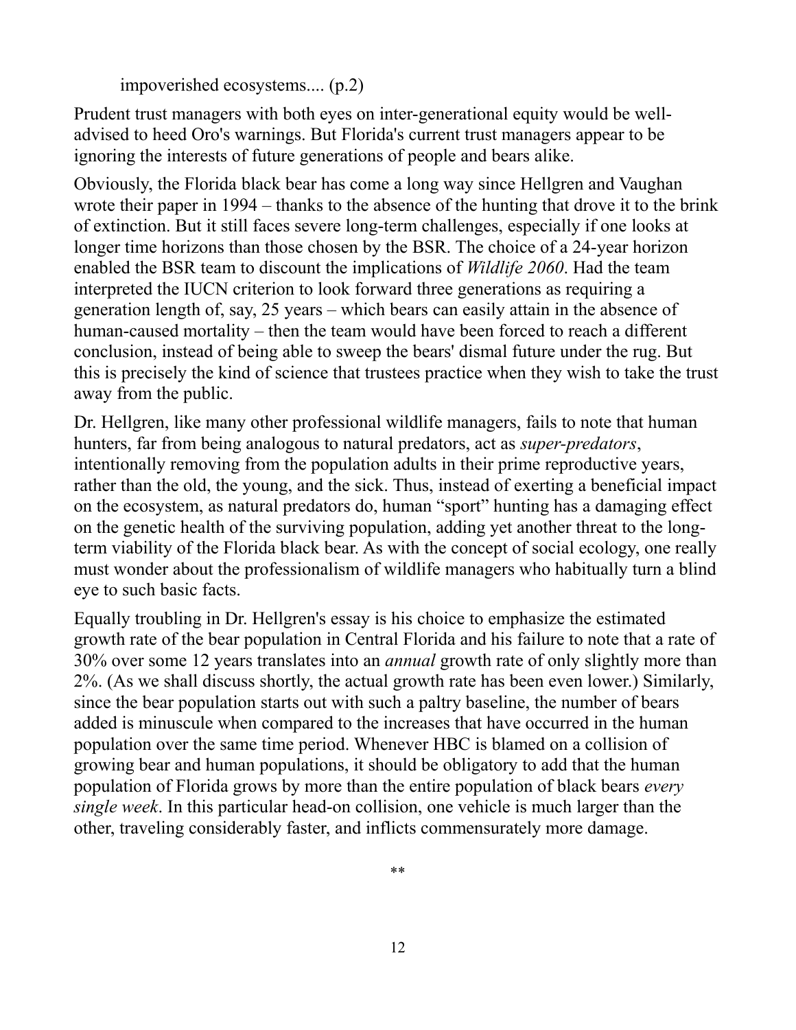impoverished ecosystems.... (p.2)

Prudent trust managers with both eyes on inter-generational equity would be well-advised to heed Oro's warnings. But Florida's current trust managers appear to be ignoring the interests of future generations of people and bears alike.

Obviously, the Florida black bear has come a long way since Hellgren and Vaughan wrote their paper in 1994 – thanks to the absence of the hunting that drove it to the brink of extinction. But it still faces severe long-term challenges, especially if one looks at longer time horizons than those chosen by the BSR. The choice of a 24-year horizon enabled the BSR team to discount the implications of *Wildlife 2060*. Had the team interpreted the IUCN criterion to look forward three generations as requiring a generation length of, say, 25 years – which bears can easily attain in the absence of human-caused mortality – then the team would have been forced to reach a different conclusion, instead of being able to sweep the bears' dismal future under the rug. But this is precisely the kind of science that trustees practice when they wish to take the trust away from the public.

Dr. Hellgren, like many other professional wildlife managers, fails to note that human hunters, far from being analogous to natural predators, act as *super-predators*, intentionally removing from the population adults in their prime reproductive years, rather than the old, the young, and the sick. Thus, instead of exerting a beneficial impact on the ecosystem, as natural predators do, human "sport" hunting has a damaging effect on the genetic health of the surviving population, adding yet another threat to the long-term viability of the Florida black bear. As with the concept of social ecology, one really must wonder about the professionalism of wildlife managers who habitually turn a blind eye to such basic facts.

Equally troubling in Dr. Hellgren's essay is his choice to emphasize the estimated growth rate of the bear population in Central Florida and his failure to note that a rate of 30% over some 12 years translates into an *annual* growth rate of only slightly more than 2%. (As we shall discuss shortly, the actual growth rate has been even lower.) Similarly, since the bear population starts out with such a paltry baseline, the number of bears added is minuscule when compared to the increases that have occurred in the human population over the same time period. Whenever HBC is blamed on a collision of growing bear and human populations, it should be obligatory to add that the human population of Florida grows by more than the entire population of black bears *every single week*. In this particular head-on collision, one vehicle is much larger than the other, traveling considerably faster, and inflicts commensurately more damage.

**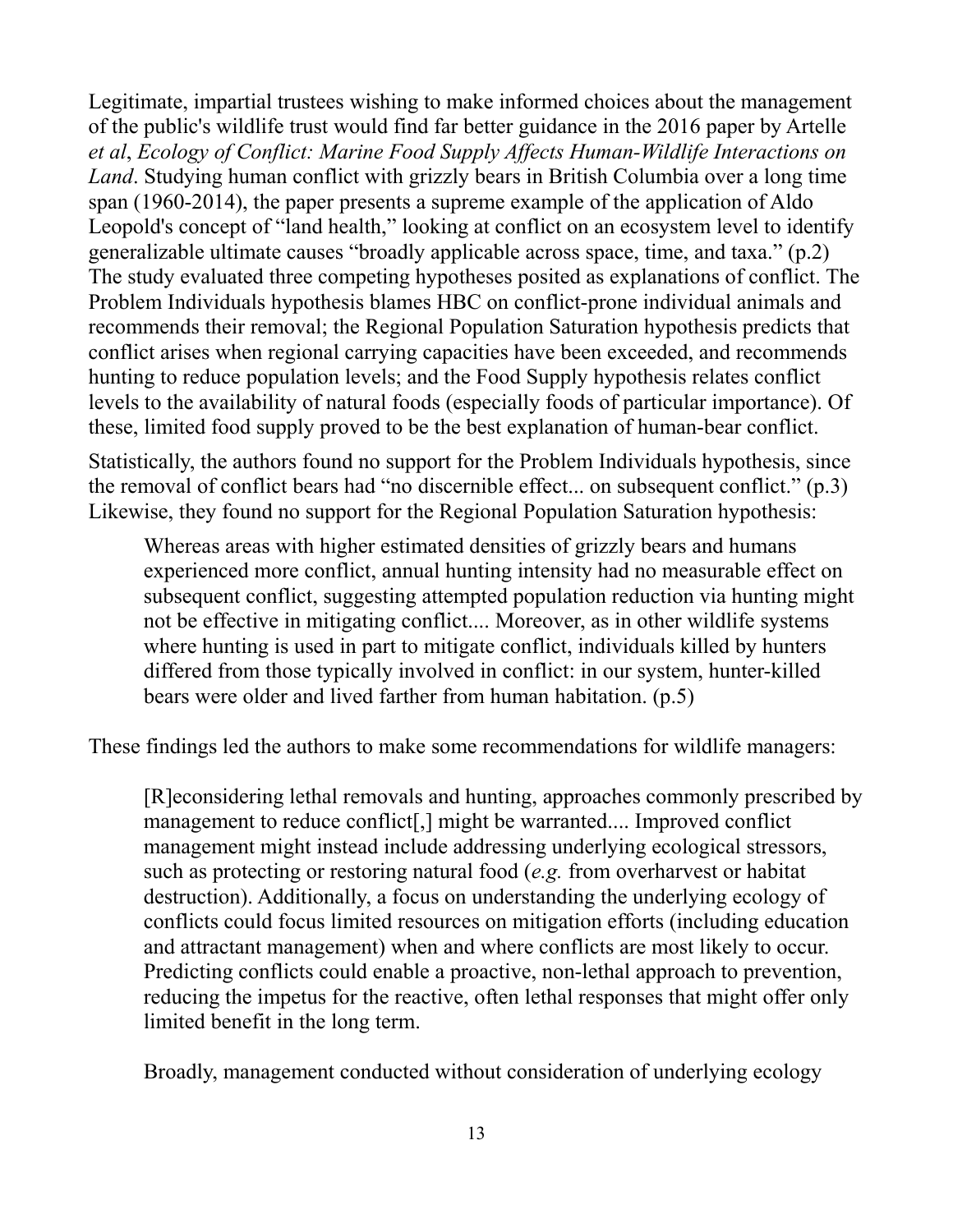Legitimate, impartial trustees wishing to make informed choices about the management of the public's wildlife trust would find far better guidance in the 2016 paper by Artelle *et al*, *Ecology of Conflict: Marine Food Supply Affects Human-Wildlife Interactions on Land*. Studying human conflict with grizzly bears in British Columbia over a long time span (1960-2014), the paper presents a supreme example of the application of Aldo Leopold's concept of "land health," looking at conflict on an ecosystem level to identify generalizable ultimate causes "broadly applicable across space, time, and taxa." (p.2) The study evaluated three competing hypotheses posited as explanations of conflict. The Problem Individuals hypothesis blames HBC on conflict-prone individual animals and recommends their removal; the Regional Population Saturation hypothesis predicts that conflict arises when regional carrying capacities have been exceeded, and recommends hunting to reduce population levels; and the Food Supply hypothesis relates conflict levels to the availability of natural foods (especially foods of particular importance). Of these, limited food supply proved to be the best explanation of human-bear conflict.

Statistically, the authors found no support for the Problem Individuals hypothesis, since the removal of conflict bears had "no discernible effect... on subsequent conflict." (p.3) Likewise, they found no support for the Regional Population Saturation hypothesis:

> Whereas areas with higher estimated densities of grizzly bears and humans experienced more conflict, annual hunting intensity had no measurable effect on subsequent conflict, suggesting attempted population reduction via hunting might not be effective in mitigating conflict.... Moreover, as in other wildlife systems where hunting is used in part to mitigate conflict, individuals killed by hunters differed from those typically involved in conflict: in our system, hunter-killed bears were older and lived farther from human habitation. (p.5)

These findings led the authors to make some recommendations for wildlife managers:

> [R]econsidering lethal removals and hunting, approaches commonly prescribed by management to reduce conflict[,] might be warranted.... Improved conflict management might instead include addressing underlying ecological stressors, such as protecting or restoring natural food (*e.g.* from overharvest or habitat destruction). Additionally, a focus on understanding the underlying ecology of conflicts could focus limited resources on mitigation efforts (including education and attractant management) when and where conflicts are most likely to occur. Predicting conflicts could enable a proactive, non-lethal approach to prevention, reducing the impetus for the reactive, often lethal responses that might offer only limited benefit in the long term.
>
> Broadly, management conducted without consideration of underlying ecology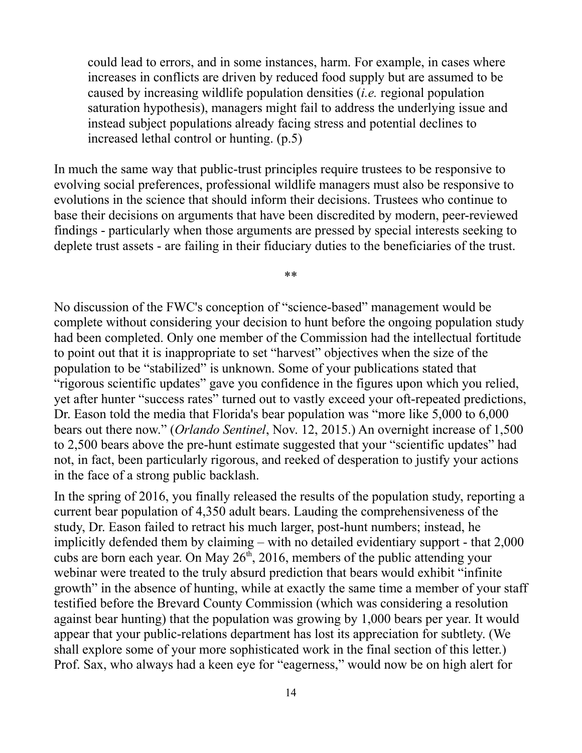> could lead to errors, and in some instances, harm. For example, in cases where increases in conflicts are driven by reduced food supply but are assumed to be caused by increasing wildlife population densities (*i.e.* regional population saturation hypothesis), managers might fail to address the underlying issue and instead subject populations already facing stress and potential declines to increased lethal control or hunting. (p.5)

In much the same way that public-trust principles require trustees to be responsive to evolving social preferences, professional wildlife managers must also be responsive to evolutions in the science that should inform their decisions. Trustees who continue to base their decisions on arguments that have been discredited by modern, peer-reviewed findings - particularly when those arguments are pressed by special interests seeking to deplete trust assets - are failing in their fiduciary duties to the beneficiaries of the trust.

**

No discussion of the FWC's conception of "science-based" management would be complete without considering your decision to hunt before the ongoing population study had been completed. Only one member of the Commission had the intellectual fortitude to point out that it is inappropriate to set "harvest" objectives when the size of the population to be "stabilized" is unknown. Some of your publications stated that "rigorous scientific updates" gave you confidence in the figures upon which you relied, yet after hunter "success rates" turned out to vastly exceed your oft-repeated predictions, Dr. Eason told the media that Florida's bear population was "more like 5,000 to 6,000 bears out there now." (*Orlando Sentinel*, Nov. 12, 2015.) An overnight increase of 1,500 to 2,500 bears above the pre-hunt estimate suggested that your "scientific updates" had not, in fact, been particularly rigorous, and reeked of desperation to justify your actions in the face of a strong public backlash.

In the spring of 2016, you finally released the results of the population study, reporting a current bear population of 4,350 adult bears. Lauding the comprehensiveness of the study, Dr. Eason failed to retract his much larger, post-hunt numbers; instead, he implicitly defended them by claiming – with no detailed evidentiary support - that 2,000 cubs are born each year. On May 26th, 2016, members of the public attending your webinar were treated to the truly absurd prediction that bears would exhibit "infinite growth" in the absence of hunting, while at exactly the same time a member of your staff testified before the Brevard County Commission (which was considering a resolution against bear hunting) that the population was growing by 1,000 bears per year. It would appear that your public-relations department has lost its appreciation for subtlety. (We shall explore some of your more sophisticated work in the final section of this letter.) Prof. Sax, who always had a keen eye for "eagerness," would now be on high alert for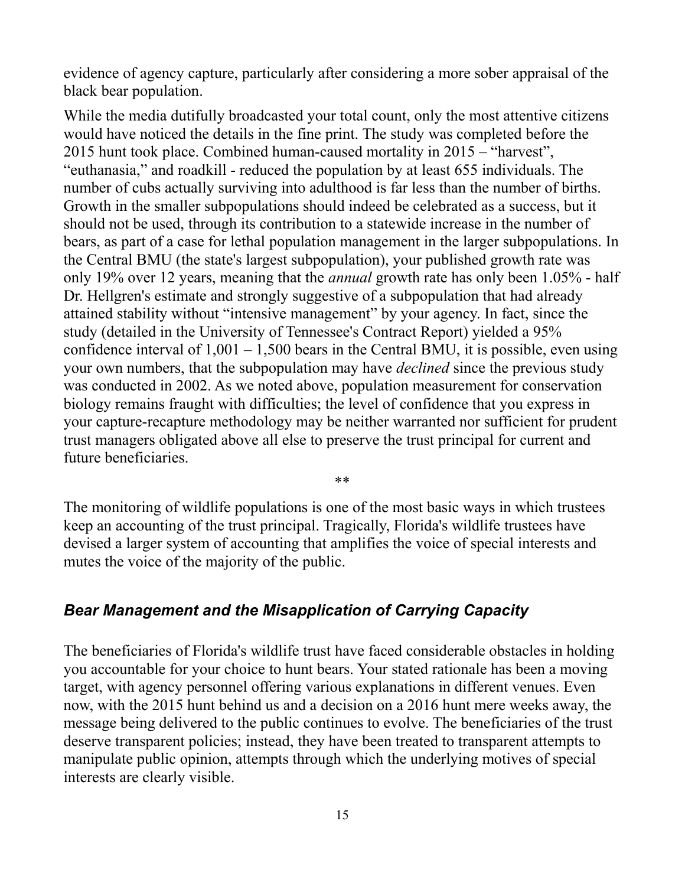evidence of agency capture, particularly after considering a more sober appraisal of the black bear population.

While the media dutifully broadcasted your total count, only the most attentive citizens would have noticed the details in the fine print. The study was completed before the 2015 hunt took place. Combined human-caused mortality in 2015 – "harvest", "euthanasia," and roadkill - reduced the population by at least 655 individuals. The number of cubs actually surviving into adulthood is far less than the number of births. Growth in the smaller subpopulations should indeed be celebrated as a success, but it should not be used, through its contribution to a statewide increase in the number of bears, as part of a case for lethal population management in the larger subpopulations. In the Central BMU (the state's largest subpopulation), your published growth rate was only 19% over 12 years, meaning that the *annual* growth rate has only been 1.05% - half Dr. Hellgren's estimate and strongly suggestive of a subpopulation that had already attained stability without "intensive management" by your agency. In fact, since the study (detailed in the University of Tennessee's Contract Report) yielded a 95% confidence interval of 1,001 – 1,500 bears in the Central BMU, it is possible, even using your own numbers, that the subpopulation may have *declined* since the previous study was conducted in 2002. As we noted above, population measurement for conservation biology remains fraught with difficulties; the level of confidence that you express in your capture-recapture methodology may be neither warranted nor sufficient for prudent trust managers obligated above all else to preserve the trust principal for current and future beneficiaries.

**

The monitoring of wildlife populations is one of the most basic ways in which trustees keep an accounting of the trust principal. Tragically, Florida's wildlife trustees have devised a larger system of accounting that amplifies the voice of special interests and mutes the voice of the majority of the public.

### *Bear Management and the Misapplication of Carrying Capacity*

The beneficiaries of Florida's wildlife trust have faced considerable obstacles in holding you accountable for your choice to hunt bears. Your stated rationale has been a moving target, with agency personnel offering various explanations in different venues. Even now, with the 2015 hunt behind us and a decision on a 2016 hunt mere weeks away, the message being delivered to the public continues to evolve. The beneficiaries of the trust deserve transparent policies; instead, they have been treated to transparent attempts to manipulate public opinion, attempts through which the underlying motives of special interests are clearly visible.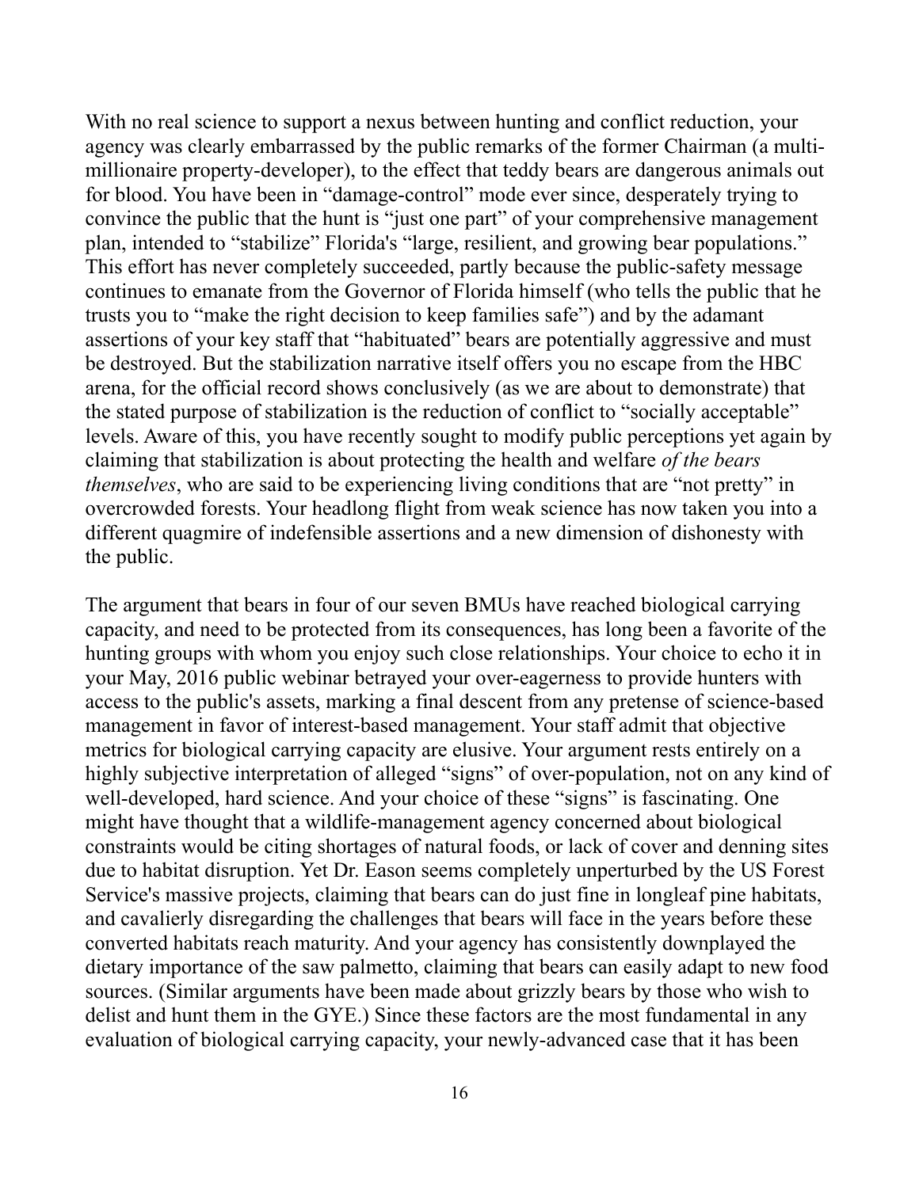With no real science to support a nexus between hunting and conflict reduction, your agency was clearly embarrassed by the public remarks of the former Chairman (a multi-millionaire property-developer), to the effect that teddy bears are dangerous animals out for blood. You have been in "damage-control" mode ever since, desperately trying to convince the public that the hunt is "just one part" of your comprehensive management plan, intended to "stabilize" Florida's "large, resilient, and growing bear populations." This effort has never completely succeeded, partly because the public-safety message continues to emanate from the Governor of Florida himself (who tells the public that he trusts you to "make the right decision to keep families safe") and by the adamant assertions of your key staff that "habituated" bears are potentially aggressive and must be destroyed. But the stabilization narrative itself offers you no escape from the HBC arena, for the official record shows conclusively (as we are about to demonstrate) that the stated purpose of stabilization is the reduction of conflict to "socially acceptable" levels. Aware of this, you have recently sought to modify public perceptions yet again by claiming that stabilization is about protecting the health and welfare *of the bears themselves*, who are said to be experiencing living conditions that are "not pretty" in overcrowded forests. Your headlong flight from weak science has now taken you into a different quagmire of indefensible assertions and a new dimension of dishonesty with the public.

The argument that bears in four of our seven BMUs have reached biological carrying capacity, and need to be protected from its consequences, has long been a favorite of the hunting groups with whom you enjoy such close relationships. Your choice to echo it in your May, 2016 public webinar betrayed your over-eagerness to provide hunters with access to the public's assets, marking a final descent from any pretense of science-based management in favor of interest-based management. Your staff admit that objective metrics for biological carrying capacity are elusive. Your argument rests entirely on a highly subjective interpretation of alleged "signs" of over-population, not on any kind of well-developed, hard science. And your choice of these "signs" is fascinating. One might have thought that a wildlife-management agency concerned about biological constraints would be citing shortages of natural foods, or lack of cover and denning sites due to habitat disruption. Yet Dr. Eason seems completely unperturbed by the US Forest Service's massive projects, claiming that bears can do just fine in longleaf pine habitats, and cavalierly disregarding the challenges that bears will face in the years before these converted habitats reach maturity. And your agency has consistently downplayed the dietary importance of the saw palmetto, claiming that bears can easily adapt to new food sources. (Similar arguments have been made about grizzly bears by those who wish to delist and hunt them in the GYE.) Since these factors are the most fundamental in any evaluation of biological carrying capacity, your newly-advanced case that it has been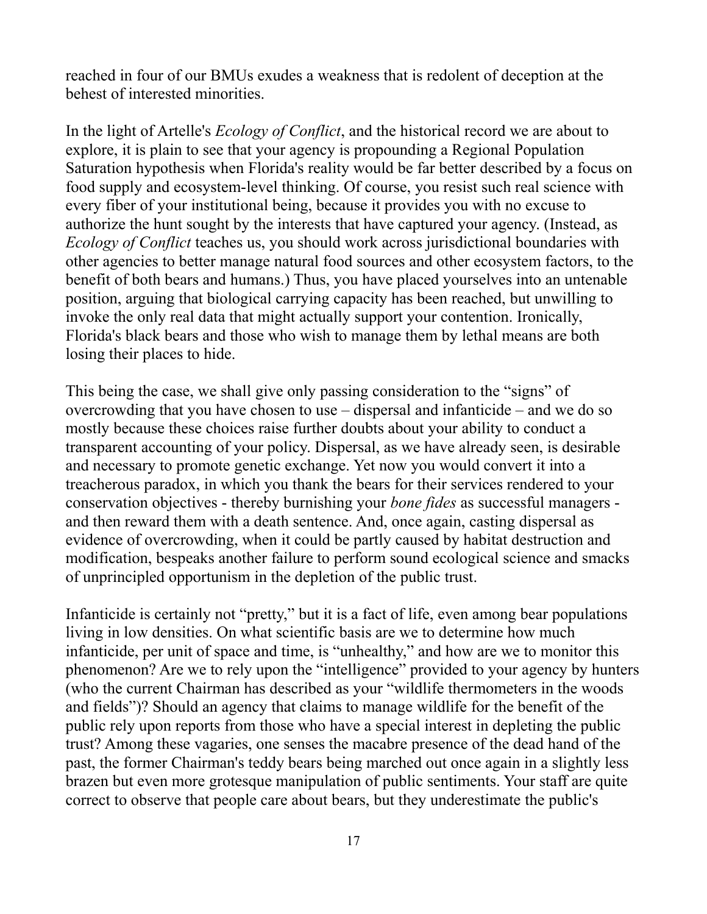reached in four of our BMUs exudes a weakness that is redolent of deception at the behest of interested minorities.

In the light of Artelle's *Ecology of Conflict*, and the historical record we are about to explore, it is plain to see that your agency is propounding a Regional Population Saturation hypothesis when Florida's reality would be far better described by a focus on food supply and ecosystem-level thinking. Of course, you resist such real science with every fiber of your institutional being, because it provides you with no excuse to authorize the hunt sought by the interests that have captured your agency. (Instead, as *Ecology of Conflict* teaches us, you should work across jurisdictional boundaries with other agencies to better manage natural food sources and other ecosystem factors, to the benefit of both bears and humans.) Thus, you have placed yourselves into an untenable position, arguing that biological carrying capacity has been reached, but unwilling to invoke the only real data that might actually support your contention. Ironically, Florida's black bears and those who wish to manage them by lethal means are both losing their places to hide.

This being the case, we shall give only passing consideration to the "signs" of overcrowding that you have chosen to use – dispersal and infanticide – and we do so mostly because these choices raise further doubts about your ability to conduct a transparent accounting of your policy. Dispersal, as we have already seen, is desirable and necessary to promote genetic exchange. Yet now you would convert it into a treacherous paradox, in which you thank the bears for their services rendered to your conservation objectives - thereby burnishing your *bone fides* as successful managers - and then reward them with a death sentence. And, once again, casting dispersal as evidence of overcrowding, when it could be partly caused by habitat destruction and modification, bespeaks another failure to perform sound ecological science and smacks of unprincipled opportunism in the depletion of the public trust.

Infanticide is certainly not "pretty," but it is a fact of life, even among bear populations living in low densities. On what scientific basis are we to determine how much infanticide, per unit of space and time, is "unhealthy," and how are we to monitor this phenomenon? Are we to rely upon the "intelligence" provided to your agency by hunters (who the current Chairman has described as your "wildlife thermometers in the woods and fields")? Should an agency that claims to manage wildlife for the benefit of the public rely upon reports from those who have a special interest in depleting the public trust? Among these vagaries, one senses the macabre presence of the dead hand of the past, the former Chairman's teddy bears being marched out once again in a slightly less brazen but even more grotesque manipulation of public sentiments. Your staff are quite correct to observe that people care about bears, but they underestimate the public's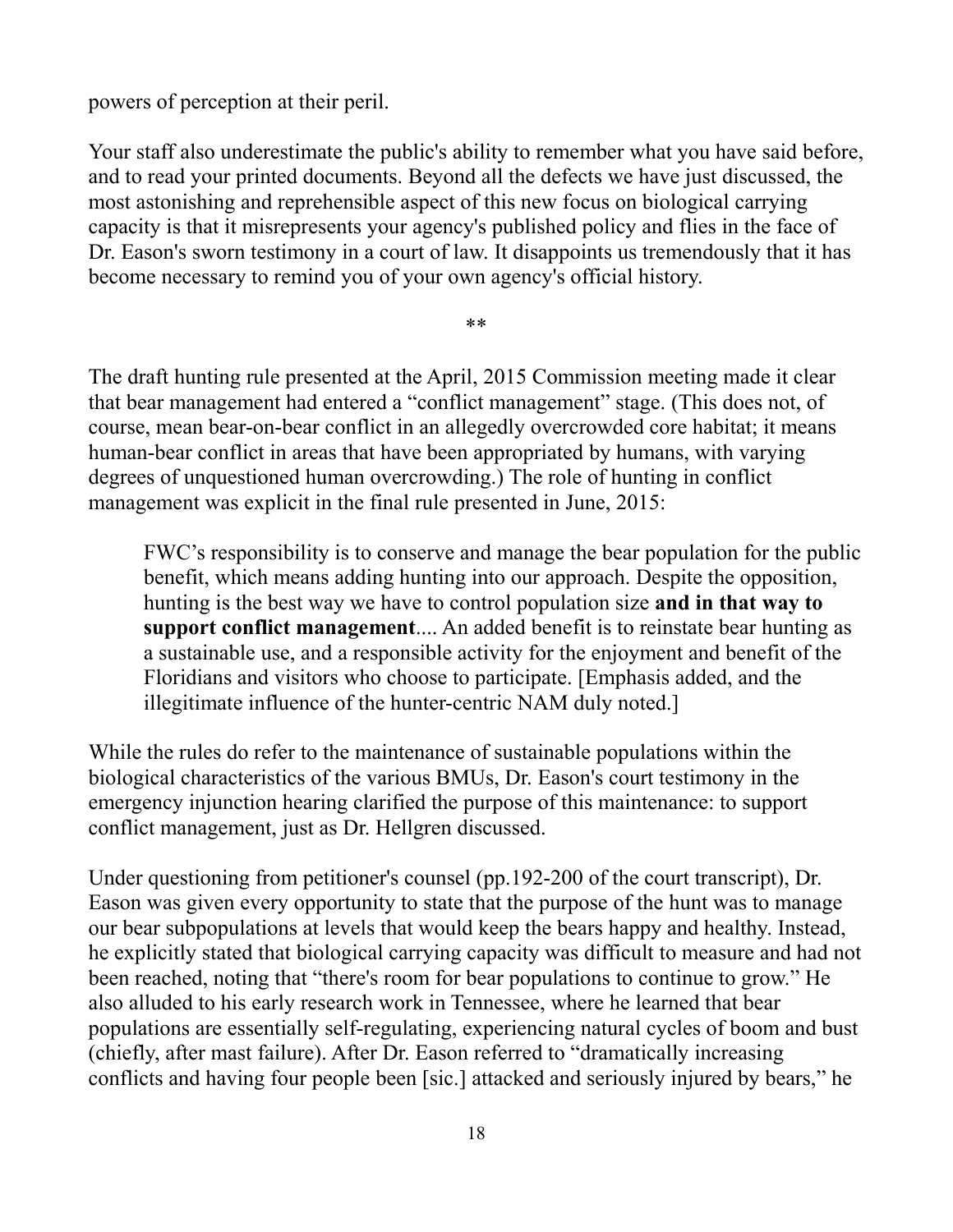powers of perception at their peril.

Your staff also underestimate the public's ability to remember what you have said before, and to read your printed documents. Beyond all the defects we have just discussed, the most astonishing and reprehensible aspect of this new focus on biological carrying capacity is that it misrepresents your agency's published policy and flies in the face of Dr. Eason's sworn testimony in a court of law. It disappoints us tremendously that it has become necessary to remind you of your own agency's official history.

**

The draft hunting rule presented at the April, 2015 Commission meeting made it clear that bear management had entered a "conflict management" stage. (This does not, of course, mean bear-on-bear conflict in an allegedly overcrowded core habitat; it means human-bear conflict in areas that have been appropriated by humans, with varying degrees of unquestioned human overcrowding.) The role of hunting in conflict management was explicit in the final rule presented in June, 2015:

> FWC's responsibility is to conserve and manage the bear population for the public benefit, which means adding hunting into our approach. Despite the opposition, hunting is the best way we have to control population size **and in that way to support conflict management**.... An added benefit is to reinstate bear hunting as a sustainable use, and a responsible activity for the enjoyment and benefit of the Floridians and visitors who choose to participate. [Emphasis added, and the illegitimate influence of the hunter-centric NAM duly noted.]

While the rules do refer to the maintenance of sustainable populations within the biological characteristics of the various BMUs, Dr. Eason's court testimony in the emergency injunction hearing clarified the purpose of this maintenance: to support conflict management, just as Dr. Hellgren discussed.

Under questioning from petitioner's counsel (pp.192-200 of the court transcript), Dr. Eason was given every opportunity to state that the purpose of the hunt was to manage our bear subpopulations at levels that would keep the bears happy and healthy. Instead, he explicitly stated that biological carrying capacity was difficult to measure and had not been reached, noting that "there's room for bear populations to continue to grow." He also alluded to his early research work in Tennessee, where he learned that bear populations are essentially self-regulating, experiencing natural cycles of boom and bust (chiefly, after mast failure). After Dr. Eason referred to "dramatically increasing conflicts and having four people been [sic.] attacked and seriously injured by bears," he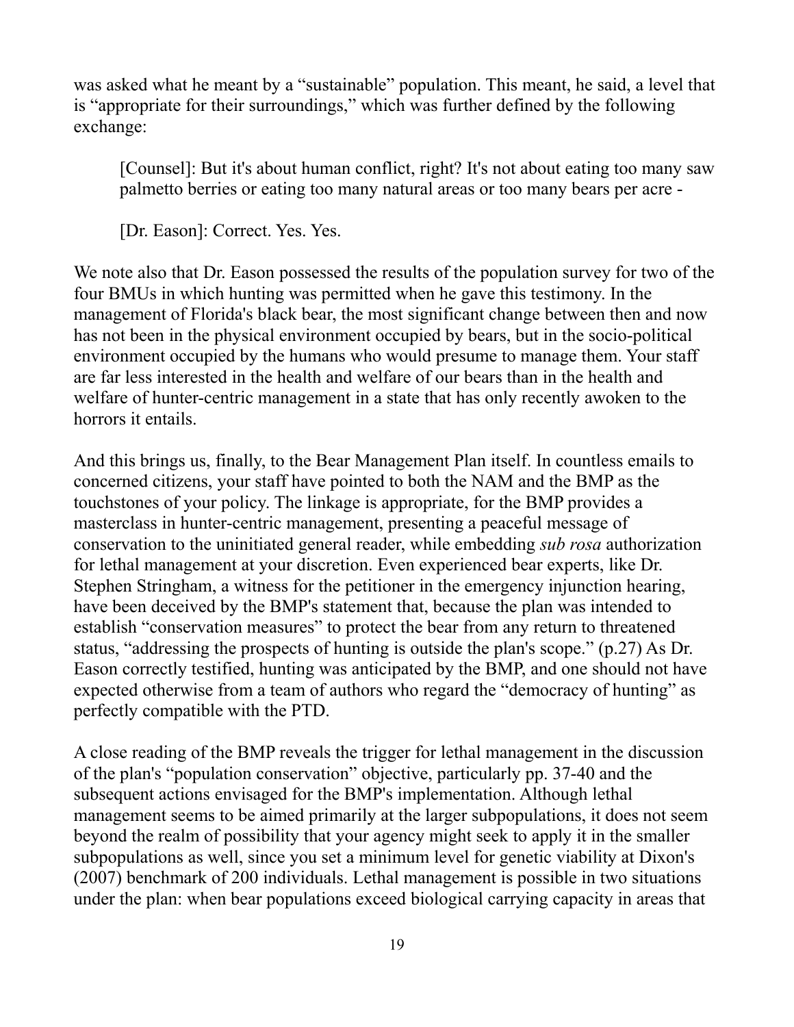was asked what he meant by a "sustainable" population. This meant, he said, a level that is "appropriate for their surroundings," which was further defined by the following exchange:

> [Counsel]: But it's about human conflict, right? It's not about eating too many saw palmetto berries or eating too many natural areas or too many bears per acre -
>
> [Dr. Eason]: Correct. Yes. Yes.

We note also that Dr. Eason possessed the results of the population survey for two of the four BMUs in which hunting was permitted when he gave this testimony. In the management of Florida's black bear, the most significant change between then and now has not been in the physical environment occupied by bears, but in the socio-political environment occupied by the humans who would presume to manage them. Your staff are far less interested in the health and welfare of our bears than in the health and welfare of hunter-centric management in a state that has only recently awoken to the horrors it entails.

And this brings us, finally, to the Bear Management Plan itself. In countless emails to concerned citizens, your staff have pointed to both the NAM and the BMP as the touchstones of your policy. The linkage is appropriate, for the BMP provides a masterclass in hunter-centric management, presenting a peaceful message of conservation to the uninitiated general reader, while embedding *sub rosa* authorization for lethal management at your discretion. Even experienced bear experts, like Dr. Stephen Stringham, a witness for the petitioner in the emergency injunction hearing, have been deceived by the BMP's statement that, because the plan was intended to establish "conservation measures" to protect the bear from any return to threatened status, "addressing the prospects of hunting is outside the plan's scope." (p.27) As Dr. Eason correctly testified, hunting was anticipated by the BMP, and one should not have expected otherwise from a team of authors who regard the "democracy of hunting" as perfectly compatible with the PTD.

A close reading of the BMP reveals the trigger for lethal management in the discussion of the plan's "population conservation" objective, particularly pp. 37-40 and the subsequent actions envisaged for the BMP's implementation. Although lethal management seems to be aimed primarily at the larger subpopulations, it does not seem beyond the realm of possibility that your agency might seek to apply it in the smaller subpopulations as well, since you set a minimum level for genetic viability at Dixon's (2007) benchmark of 200 individuals. Lethal management is possible in two situations under the plan: when bear populations exceed biological carrying capacity in areas that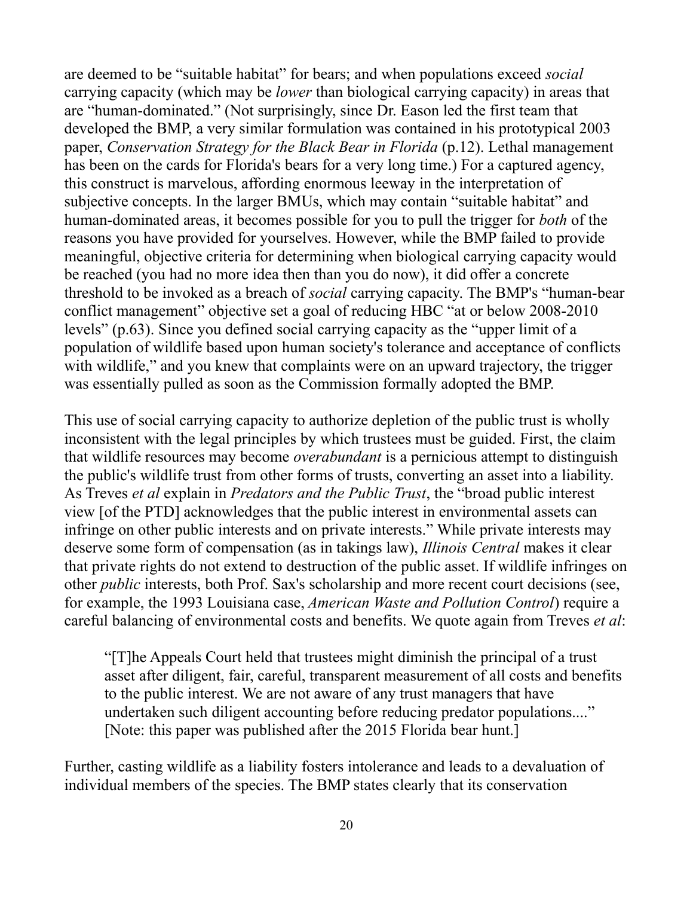are deemed to be "suitable habitat" for bears; and when populations exceed *social* carrying capacity (which may be *lower* than biological carrying capacity) in areas that are "human-dominated." (Not surprisingly, since Dr. Eason led the first team that developed the BMP, a very similar formulation was contained in his prototypical 2003 paper, *Conservation Strategy for the Black Bear in Florida* (p.12). Lethal management has been on the cards for Florida's bears for a very long time.) For a captured agency, this construct is marvelous, affording enormous leeway in the interpretation of subjective concepts. In the larger BMUs, which may contain "suitable habitat" and human-dominated areas, it becomes possible for you to pull the trigger for *both* of the reasons you have provided for yourselves. However, while the BMP failed to provide meaningful, objective criteria for determining when biological carrying capacity would be reached (you had no more idea then than you do now), it did offer a concrete threshold to be invoked as a breach of *social* carrying capacity. The BMP's "human-bear conflict management" objective set a goal of reducing HBC "at or below 2008-2010 levels" (p.63). Since you defined social carrying capacity as the "upper limit of a population of wildlife based upon human society's tolerance and acceptance of conflicts with wildlife," and you knew that complaints were on an upward trajectory, the trigger was essentially pulled as soon as the Commission formally adopted the BMP.

This use of social carrying capacity to authorize depletion of the public trust is wholly inconsistent with the legal principles by which trustees must be guided. First, the claim that wildlife resources may become *overabundant* is a pernicious attempt to distinguish the public's wildlife trust from other forms of trusts, converting an asset into a liability. As Treves *et al* explain in *Predators and the Public Trust*, the "broad public interest view [of the PTD] acknowledges that the public interest in environmental assets can infringe on other public interests and on private interests." While private interests may deserve some form of compensation (as in takings law), *Illinois Central* makes it clear that private rights do not extend to destruction of the public asset. If wildlife infringes on other *public* interests, both Prof. Sax's scholarship and more recent court decisions (see, for example, the 1993 Louisiana case, *American Waste and Pollution Control*) require a careful balancing of environmental costs and benefits. We quote again from Treves *et al*:

> "[T]he Appeals Court held that trustees might diminish the principal of a trust asset after diligent, fair, careful, transparent measurement of all costs and benefits to the public interest. We are not aware of any trust managers that have undertaken such diligent accounting before reducing predator populations...." [Note: this paper was published after the 2015 Florida bear hunt.]

Further, casting wildlife as a liability fosters intolerance and leads to a devaluation of individual members of the species. The BMP states clearly that its conservation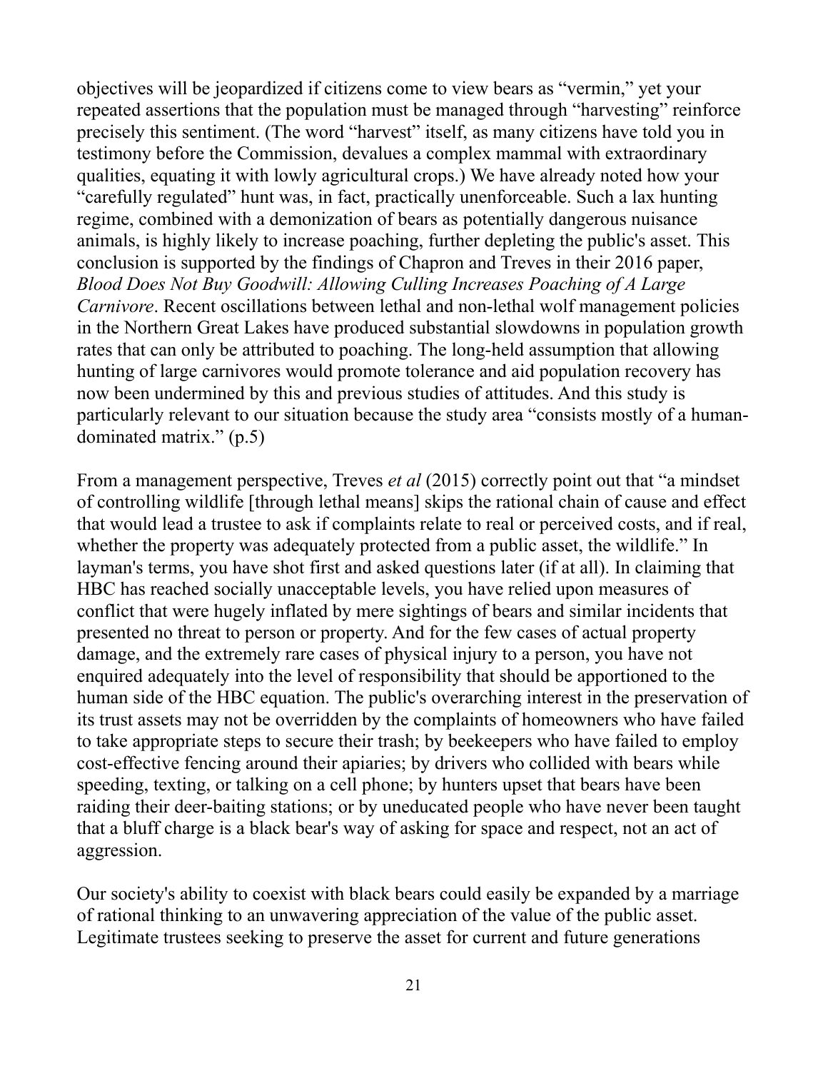objectives will be jeopardized if citizens come to view bears as "vermin," yet your repeated assertions that the population must be managed through "harvesting" reinforce precisely this sentiment. (The word "harvest" itself, as many citizens have told you in testimony before the Commission, devalues a complex mammal with extraordinary qualities, equating it with lowly agricultural crops.) We have already noted how your "carefully regulated" hunt was, in fact, practically unenforceable. Such a lax hunting regime, combined with a demonization of bears as potentially dangerous nuisance animals, is highly likely to increase poaching, further depleting the public's asset. This conclusion is supported by the findings of Chapron and Treves in their 2016 paper, *Blood Does Not Buy Goodwill: Allowing Culling Increases Poaching of A Large Carnivore*. Recent oscillations between lethal and non-lethal wolf management policies in the Northern Great Lakes have produced substantial slowdowns in population growth rates that can only be attributed to poaching. The long-held assumption that allowing hunting of large carnivores would promote tolerance and aid population recovery has now been undermined by this and previous studies of attitudes. And this study is particularly relevant to our situation because the study area "consists mostly of a human-dominated matrix." (p.5)

From a management perspective, Treves *et al* (2015) correctly point out that "a mindset of controlling wildlife [through lethal means] skips the rational chain of cause and effect that would lead a trustee to ask if complaints relate to real or perceived costs, and if real, whether the property was adequately protected from a public asset, the wildlife." In layman's terms, you have shot first and asked questions later (if at all). In claiming that HBC has reached socially unacceptable levels, you have relied upon measures of conflict that were hugely inflated by mere sightings of bears and similar incidents that presented no threat to person or property. And for the few cases of actual property damage, and the extremely rare cases of physical injury to a person, you have not enquired adequately into the level of responsibility that should be apportioned to the human side of the HBC equation. The public's overarching interest in the preservation of its trust assets may not be overridden by the complaints of homeowners who have failed to take appropriate steps to secure their trash; by beekeepers who have failed to employ cost-effective fencing around their apiaries; by drivers who collided with bears while speeding, texting, or talking on a cell phone; by hunters upset that bears have been raiding their deer-baiting stations; or by uneducated people who have never been taught that a bluff charge is a black bear's way of asking for space and respect, not an act of aggression.

Our society's ability to coexist with black bears could easily be expanded by a marriage of rational thinking to an unwavering appreciation of the value of the public asset. Legitimate trustees seeking to preserve the asset for current and future generations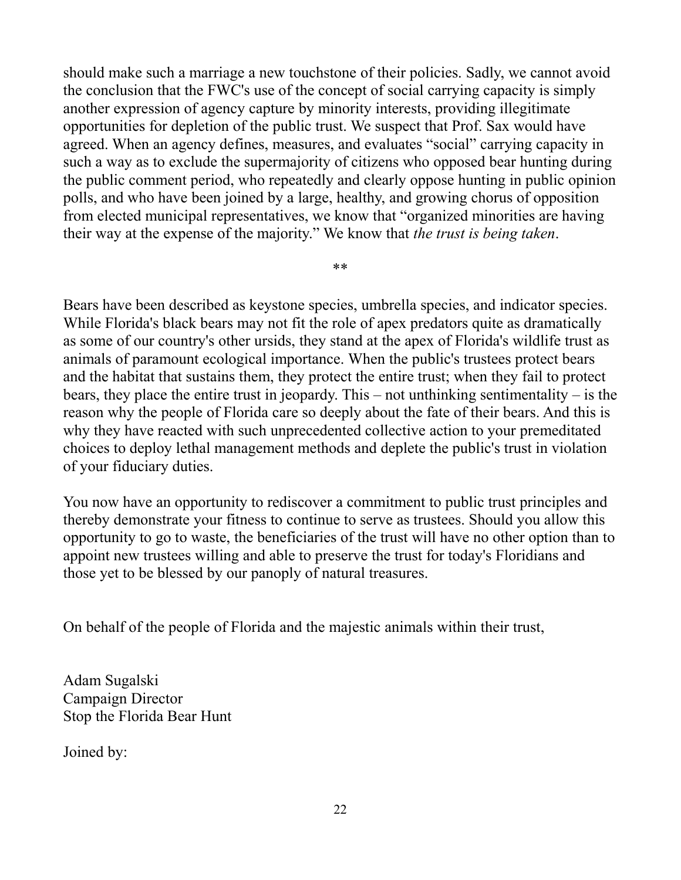should make such a marriage a new touchstone of their policies. Sadly, we cannot avoid the conclusion that the FWC's use of the concept of social carrying capacity is simply another expression of agency capture by minority interests, providing illegitimate opportunities for depletion of the public trust. We suspect that Prof. Sax would have agreed. When an agency defines, measures, and evaluates "social" carrying capacity in such a way as to exclude the supermajority of citizens who opposed bear hunting during the public comment period, who repeatedly and clearly oppose hunting in public opinion polls, and who have been joined by a large, healthy, and growing chorus of opposition from elected municipal representatives, we know that "organized minorities are having their way at the expense of the majority." We know that *the trust is being taken*.

**

Bears have been described as keystone species, umbrella species, and indicator species. While Florida's black bears may not fit the role of apex predators quite as dramatically as some of our country's other ursids, they stand at the apex of Florida's wildlife trust as animals of paramount ecological importance. When the public's trustees protect bears and the habitat that sustains them, they protect the entire trust; when they fail to protect bears, they place the entire trust in jeopardy. This – not unthinking sentimentality – is the reason why the people of Florida care so deeply about the fate of their bears. And this is why they have reacted with such unprecedented collective action to your premeditated choices to deploy lethal management methods and deplete the public's trust in violation of your fiduciary duties.

You now have an opportunity to rediscover a commitment to public trust principles and thereby demonstrate your fitness to continue to serve as trustees. Should you allow this opportunity to go to waste, the beneficiaries of the trust will have no other option than to appoint new trustees willing and able to preserve the trust for today's Floridians and those yet to be blessed by our panoply of natural treasures.

On behalf of the people of Florida and the majestic animals within their trust,

Adam Sugalski
Campaign Director
Stop the Florida Bear Hunt

Joined by: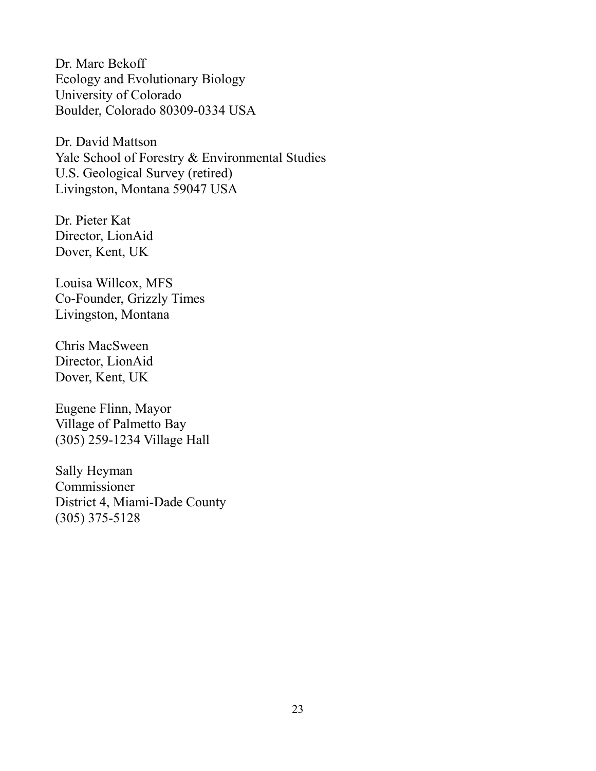Dr. Marc Bekoff
Ecology and Evolutionary Biology
University of Colorado
Boulder, Colorado 80309-0334 USA

Dr. David Mattson
Yale School of Forestry & Environmental Studies
U.S. Geological Survey (retired)
Livingston, Montana 59047 USA

Dr. Pieter Kat
Director, LionAid
Dover, Kent, UK

Louisa Willcox, MFS
Co-Founder, Grizzly Times
Livingston, Montana

Chris MacSween
Director, LionAid
Dover, Kent, UK

Eugene Flinn, Mayor
Village of Palmetto Bay
(305) 259-1234 Village Hall

Sally Heyman
Commissioner
District 4, Miami-Dade County
(305) 375-5128